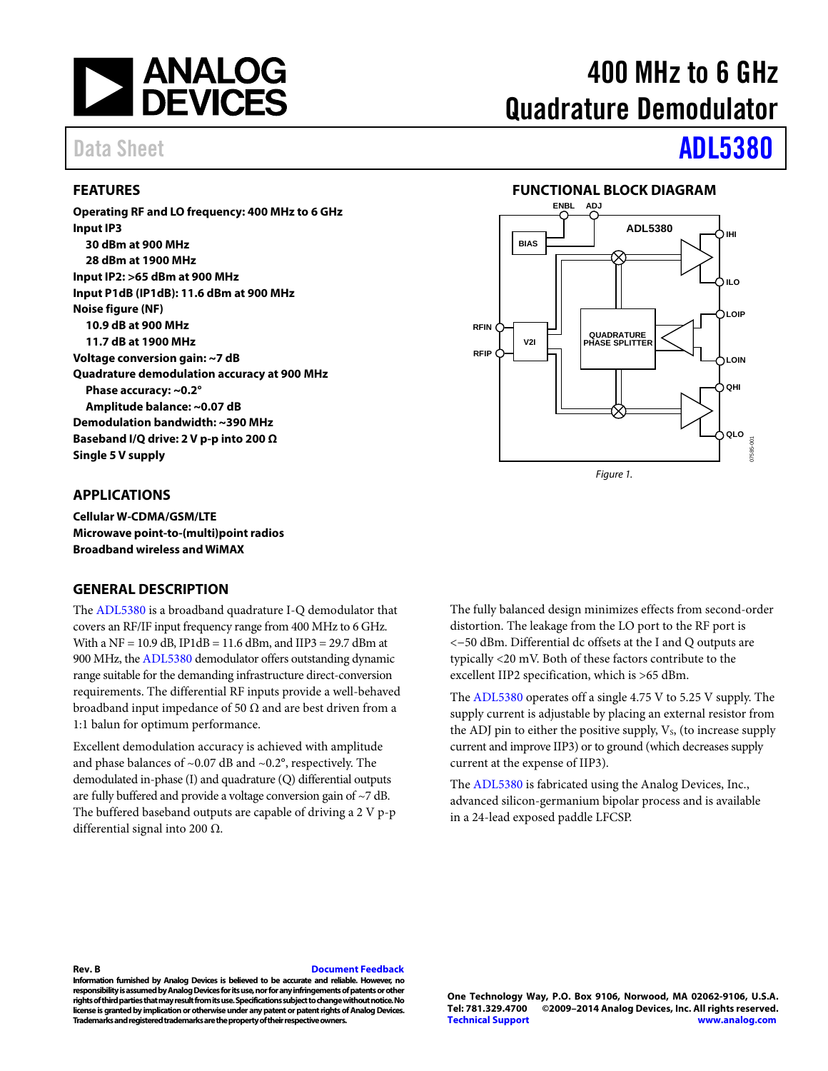# 400 MHz to 6 GHz Quadrature Demodulator

Data Sheet **ADL5380**

## FEATURES

**Operating RF and LO frequency: 400 MHz to 6 GHz**
**Input IP3**
- **30 dBm at 900 MHz**
- **28 dBm at 1900 MHz**

**Input IP2: >65 dBm at 900 MHz**
**Input P1dB (IP1dB): 11.6 dBm at 900 MHz**
**Noise figure (NF)**
- **10.9 dB at 900 MHz**
- **11.7 dB at 1900 MHz**

**Voltage conversion gain: ~7 dB**
**Quadrature demodulation accuracy at 900 MHz**
- **Phase accuracy: ~0.2°**
- **Amplitude balance: ~0.07 dB**

**Demodulation bandwidth: ~390 MHz**
**Baseband I/Q drive: 2 V p-p into 200 Ω**
**Single 5 V supply**

## APPLICATIONS

**Cellular W-CDMA/GSM/LTE**
**Microwave point-to-(multi)point radios**
**Broadband wireless and WiMAX**

## FUNCTIONAL BLOCK DIAGRAM

Figure 1.

## GENERAL DESCRIPTION

The ADL5380 is a broadband quadrature I-Q demodulator that covers an RF/IF input frequency range from 400 MHz to 6 GHz. With a NF = 10.9 dB, IP1dB = 11.6 dBm, and IIP3 = 29.7 dBm at 900 MHz, the ADL5380 demodulator offers outstanding dynamic range suitable for the demanding infrastructure direct-conversion requirements. The differential RF inputs provide a well-behaved broadband input impedance of 50 Ω and are best driven from a 1:1 balun for optimum performance.

Excellent demodulation accuracy is achieved with amplitude and phase balances of ~0.07 dB and ~0.2°, respectively. The demodulated in-phase (I) and quadrature (Q) differential outputs are fully buffered and provide a voltage conversion gain of ~7 dB. The buffered baseband outputs are capable of driving a 2 V p-p differential signal into 200 Ω.

The fully balanced design minimizes effects from second-order distortion. The leakage from the LO port to the RF port is <−50 dBm. Differential dc offsets at the I and Q outputs are typically <20 mV. Both of these factors contribute to the excellent IIP2 specification, which is >65 dBm.

The ADL5380 operates off a single 4.75 V to 5.25 V supply. The supply current is adjustable by placing an external resistor from the ADJ pin to either the positive supply, $V_S$, (to increase supply current and improve IIP3) or to ground (which decreases supply current at the expense of IIP3).

The ADL5380 is fabricated using the Analog Devices, Inc., advanced silicon-germanium bipolar process and is available in a 24-lead exposed paddle LFCSP.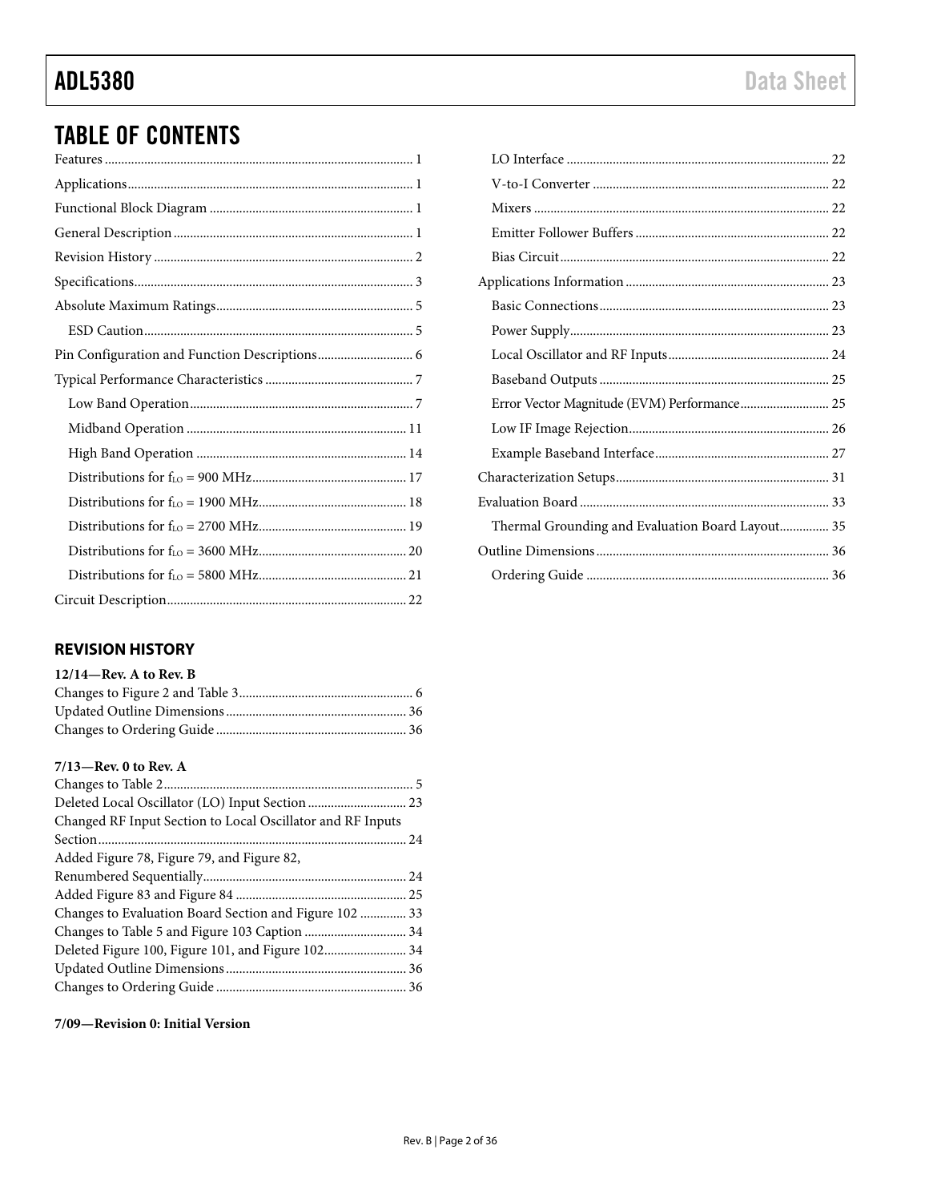## TABLE OF CONTENTS

Features ... 1
Applications ... 1
Functional Block Diagram ... 1
General Description ... 1
Revision History ... 2
Specifications ... 3
Absolute Maximum Ratings ... 5
  ESD Caution ... 5
Pin Configuration and Function Descriptions ... 6
Typical Performance Characteristics ... 7
  Low Band Operation ... 7
  Midband Operation ... 11
  High Band Operation ... 14
  Distributions for $f_{LO}$ = 900 MHz ... 17
  Distributions for $f_{LO}$ = 1900 MHz ... 18
  Distributions for $f_{LO}$ = 2700 MHz ... 19
  Distributions for $f_{LO}$ = 3600 MHz ... 20
  Distributions for $f_{LO}$ = 5800 MHz ... 21
Circuit Description ... 22
  LO Interface ... 22
  V-to-I Converter ... 22
  Mixers ... 22
  Emitter Follower Buffers ... 22
  Bias Circuit ... 22
Applications Information ... 23
  Basic Connections ... 23
  Power Supply ... 23
  Local Oscillator and RF Inputs ... 24
  Baseband Outputs ... 25
  Error Vector Magnitude (EVM) Performance ... 25
  Low IF Image Rejection ... 26
  Example Baseband Interface ... 27
Characterization Setups ... 31
Evaluation Board ... 33
  Thermal Grounding and Evaluation Board Layout ... 35
Outline Dimensions ... 36
  Ordering Guide ... 36

### REVISION HISTORY

**12/14—Rev. A to Rev. B**

Changes to Figure 2 and Table 3 ... 6
Updated Outline Dimensions ... 36
Changes to Ordering Guide ... 36

**7/13—Rev. 0 to Rev. A**

Changes to Table 2 ... 5
Deleted Local Oscillator (LO) Input Section ... 23
Changed RF Input Section to Local Oscillator and RF Inputs Section ... 24
Added Figure 78, Figure 79, and Figure 82, Renumbered Sequentially ... 24
Added Figure 83 and Figure 84 ... 25
Changes to Evaluation Board Section and Figure 102 ... 33
Changes to Table 5 and Figure 103 Caption ... 34
Deleted Figure 100, Figure 101, and Figure 102 ... 34
Updated Outline Dimensions ... 36
Changes to Ordering Guide ... 36

**7/09—Revision 0: Initial Version**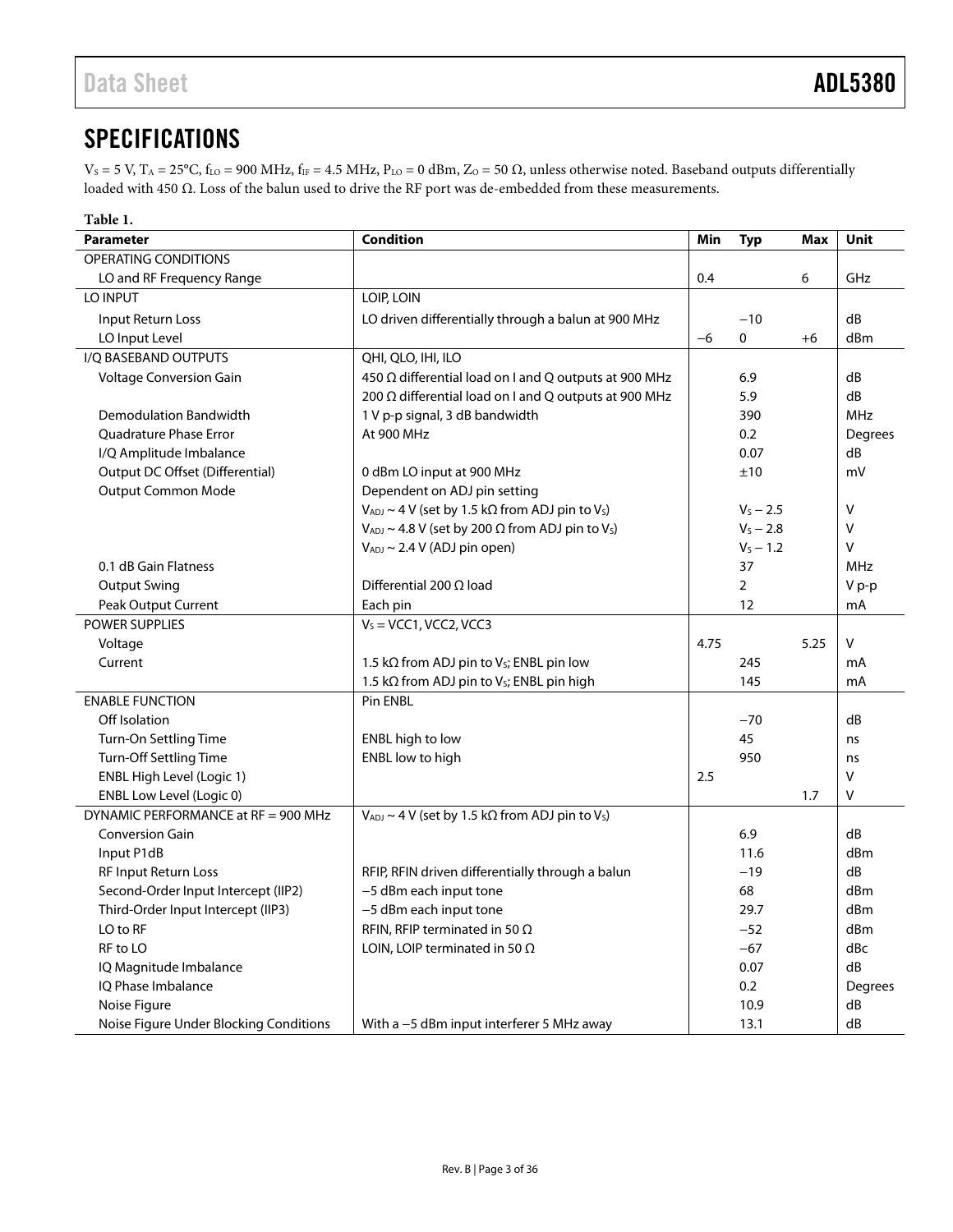## SPECIFICATIONS

$V_S$ = 5 V, $T_A$ = 25°C, $f_{LO}$ = 900 MHz, $f_{IF}$ = 4.5 MHz, $P_{LO}$ = 0 dBm, $Z_O$ = 50 Ω, unless otherwise noted. Baseband outputs differentially loaded with 450 Ω. Loss of the balun used to drive the RF port was de-embedded from these measurements.

**Table 1.**

| Parameter | Condition | Min | Typ | Max | Unit |
|---|---|---|---|---|---|
| OPERATING CONDITIONS | | | | | |
| LO and RF Frequency Range | | 0.4 | | 6 | GHz |
| LO INPUT | LOIP, LOIN | | | | |
| Input Return Loss | LO driven differentially through a balun at 900 MHz | | −10 | | dB |
| LO Input Level | | −6 | 0 | +6 | dBm |
| I/Q BASEBAND OUTPUTS | QHI, QLO, IHI, ILO | | | | |
| Voltage Conversion Gain | 450 Ω differential load on I and Q outputs at 900 MHz | | 6.9 | | dB |
| | 200 Ω differential load on I and Q outputs at 900 MHz | | 5.9 | | dB |
| Demodulation Bandwidth | 1 V p-p signal, 3 dB bandwidth | | 390 | | MHz |
| Quadrature Phase Error | At 900 MHz | | 0.2 | | Degrees |
| I/Q Amplitude Imbalance | | | 0.07 | | dB |
| Output DC Offset (Differential) | 0 dBm LO input at 900 MHz | | ±10 | | mV |
| Output Common Mode | Dependent on ADJ pin setting | | | | |
| | $V_{ADJ}$ ~ 4 V (set by 1.5 kΩ from ADJ pin to $V_S$) | | $V_S$ − 2.5 | | V |
| | $V_{ADJ}$ ~ 4.8 V (set by 200 Ω from ADJ pin to $V_S$) | | $V_S$ − 2.8 | | V |
| | $V_{ADJ}$ ~ 2.4 V (ADJ pin open) | | $V_S$ − 1.2 | | V |
| 0.1 dB Gain Flatness | | | 37 | | MHz |
| Output Swing | Differential 200 Ω load | | 2 | | V p-p |
| Peak Output Current | Each pin | | 12 | | mA |
| POWER SUPPLIES | $V_S$ = VCC1, VCC2, VCC3 | | | | |
| Voltage | | 4.75 | | 5.25 | V |
| Current | 1.5 kΩ from ADJ pin to $V_S$; ENBL pin low | | 245 | | mA |
| | 1.5 kΩ from ADJ pin to $V_S$; ENBL pin high | | 145 | | mA |
| ENABLE FUNCTION | Pin ENBL | | | | |
| Off Isolation | | | −70 | | dB |
| Turn-On Settling Time | ENBL high to low | | 45 | | ns |
| Turn-Off Settling Time | ENBL low to high | | 950 | | ns |
| ENBL High Level (Logic 1) | | 2.5 | | | V |
| ENBL Low Level (Logic 0) | | | | 1.7 | V |
| DYNAMIC PERFORMANCE at RF = 900 MHz | $V_{ADJ}$ ~ 4 V (set by 1.5 kΩ from ADJ pin to $V_S$) | | | | |
| Conversion Gain | | | 6.9 | | dB |
| Input P1dB | | | 11.6 | | dBm |
| RF Input Return Loss | RFIP, RFIN driven differentially through a balun | | −19 | | dB |
| Second-Order Input Intercept (IIP2) | −5 dBm each input tone | | 68 | | dBm |
| Third-Order Input Intercept (IIP3) | −5 dBm each input tone | | 29.7 | | dBm |
| LO to RF | RFIN, RFIP terminated in 50 Ω | | −52 | | dBm |
| RF to LO | LOIN, LOIP terminated in 50 Ω | | −67 | | dBc |
| IQ Magnitude Imbalance | | | 0.07 | | dB |
| IQ Phase Imbalance | | | 0.2 | | Degrees |
| Noise Figure | | | 10.9 | | dB |
| Noise Figure Under Blocking Conditions | With a −5 dBm input interferer 5 MHz away | | 13.1 | | dB |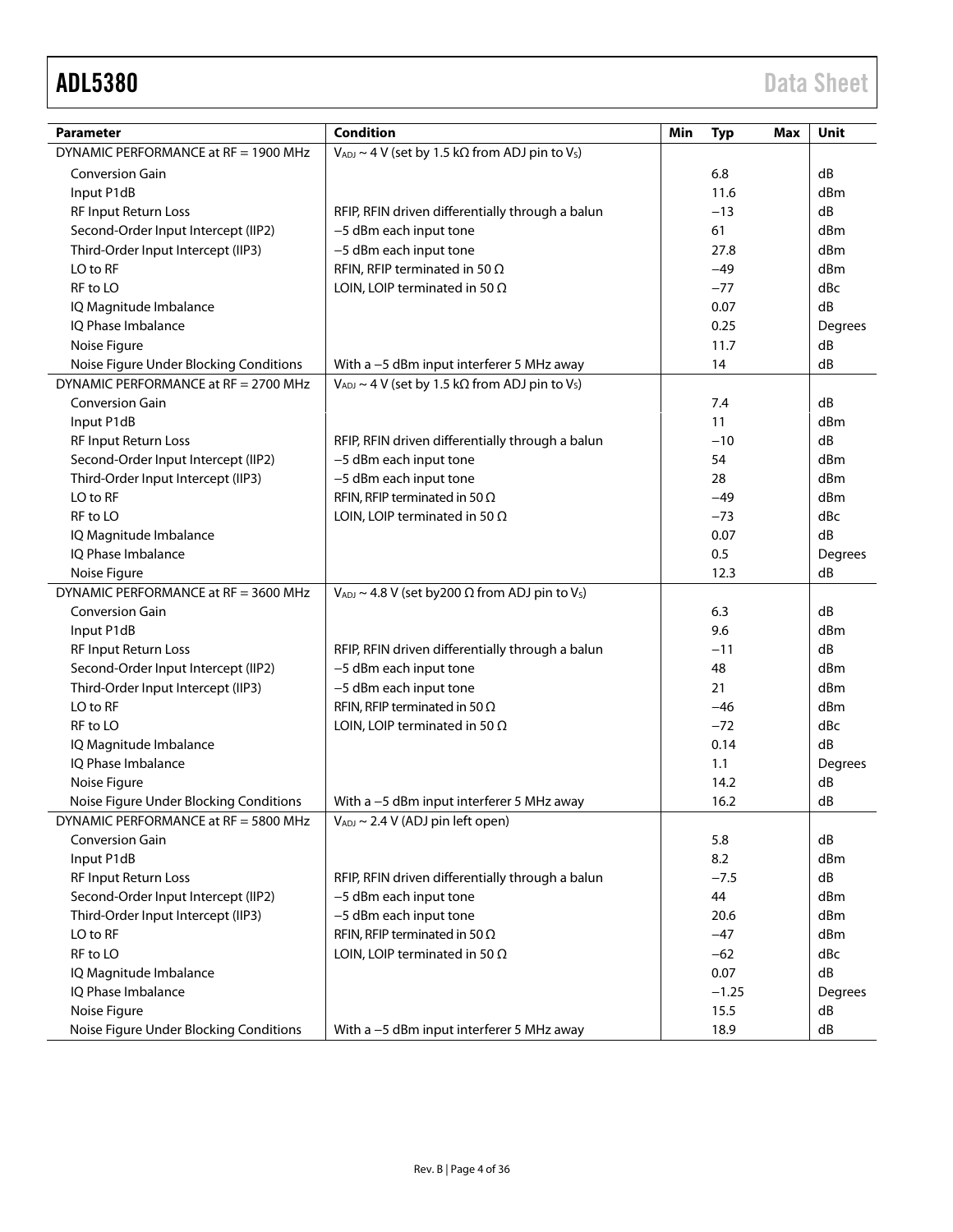| Parameter | Condition | Min | Typ | Max | Unit |
|---|---|---|---|---|---|
| DYNAMIC PERFORMANCE at RF = 1900 MHz | $V_{ADJ}$ ~ 4 V (set by 1.5 kΩ from ADJ pin to $V_S$) | | | | |
| Conversion Gain | | | 6.8 | | dB |
| Input P1dB | | | 11.6 | | dBm |
| RF Input Return Loss | RFIP, RFIN driven differentially through a balun | | −13 | | dB |
| Second-Order Input Intercept (IIP2) | −5 dBm each input tone | | 61 | | dBm |
| Third-Order Input Intercept (IIP3) | −5 dBm each input tone | | 27.8 | | dBm |
| LO to RF | RFIN, RFIP terminated in 50 Ω | | −49 | | dBm |
| RF to LO | LOIN, LOIP terminated in 50 Ω | | −77 | | dBc |
| IQ Magnitude Imbalance | | | 0.07 | | dB |
| IQ Phase Imbalance | | | 0.25 | | Degrees |
| Noise Figure | | | 11.7 | | dB |
| Noise Figure Under Blocking Conditions | With a −5 dBm input interferer 5 MHz away | | 14 | | dB |
| DYNAMIC PERFORMANCE at RF = 2700 MHz | $V_{ADJ}$ ~ 4 V (set by 1.5 kΩ from ADJ pin to $V_S$) | | | | |
| Conversion Gain | | | 7.4 | | dB |
| Input P1dB | | | 11 | | dBm |
| RF Input Return Loss | RFIP, RFIN driven differentially through a balun | | −10 | | dB |
| Second-Order Input Intercept (IIP2) | −5 dBm each input tone | | 54 | | dBm |
| Third-Order Input Intercept (IIP3) | −5 dBm each input tone | | 28 | | dBm |
| LO to RF | RFIN, RFIP terminated in 50 Ω | | −49 | | dBm |
| RF to LO | LOIN, LOIP terminated in 50 Ω | | −73 | | dBc |
| IQ Magnitude Imbalance | | | 0.07 | | dB |
| IQ Phase Imbalance | | | 0.5 | | Degrees |
| Noise Figure | | | 12.3 | | dB |
| DYNAMIC PERFORMANCE at RF = 3600 MHz | $V_{ADJ}$ ~ 4.8 V (set by200 Ω from ADJ pin to $V_S$) | | | | |
| Conversion Gain | | | 6.3 | | dB |
| Input P1dB | | | 9.6 | | dBm |
| RF Input Return Loss | RFIP, RFIN driven differentially through a balun | | −11 | | dB |
| Second-Order Input Intercept (IIP2) | −5 dBm each input tone | | 48 | | dBm |
| Third-Order Input Intercept (IIP3) | −5 dBm each input tone | | 21 | | dBm |
| LO to RF | RFIN, RFIP terminated in 50 Ω | | −46 | | dBm |
| RF to LO | LOIN, LOIP terminated in 50 Ω | | −72 | | dBc |
| IQ Magnitude Imbalance | | | 0.14 | | dB |
| IQ Phase Imbalance | | | 1.1 | | Degrees |
| Noise Figure | | | 14.2 | | dB |
| Noise Figure Under Blocking Conditions | With a −5 dBm input interferer 5 MHz away | | 16.2 | | dB |
| DYNAMIC PERFORMANCE at RF = 5800 MHz | $V_{ADJ}$ ~ 2.4 V (ADJ pin left open) | | | | |
| Conversion Gain | | | 5.8 | | dB |
| Input P1dB | | | 8.2 | | dBm |
| RF Input Return Loss | RFIP, RFIN driven differentially through a balun | | −7.5 | | dB |
| Second-Order Input Intercept (IIP2) | −5 dBm each input tone | | 44 | | dBm |
| Third-Order Input Intercept (IIP3) | −5 dBm each input tone | | 20.6 | | dBm |
| LO to RF | RFIN, RFIP terminated in 50 Ω | | −47 | | dBm |
| RF to LO | LOIN, LOIP terminated in 50 Ω | | −62 | | dBc |
| IQ Magnitude Imbalance | | | 0.07 | | dB |
| IQ Phase Imbalance | | | −1.25 | | Degrees |
| Noise Figure | | | 15.5 | | dB |
| Noise Figure Under Blocking Conditions | With a −5 dBm input interferer 5 MHz away | | 18.9 | | dB |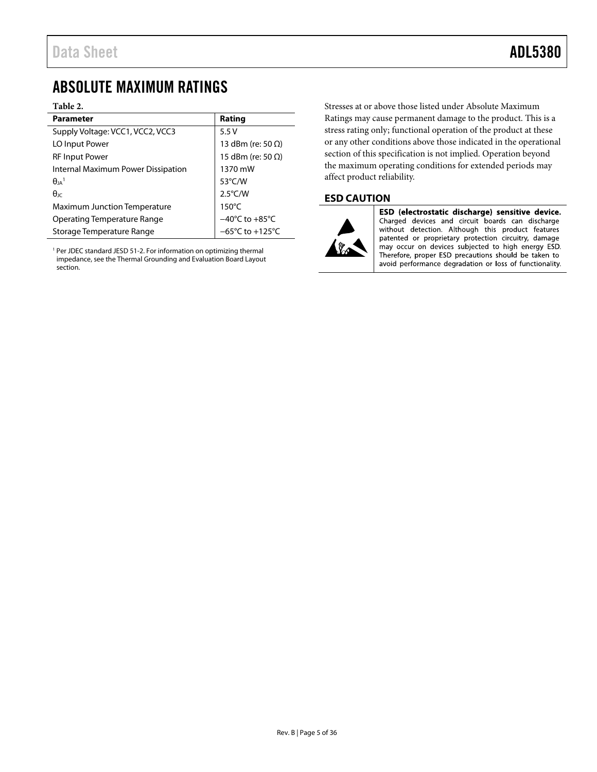## ABSOLUTE MAXIMUM RATINGS

**Table 2.**

| Parameter | Rating |
|---|---|
| Supply Voltage: VCC1, VCC2, VCC3 | 5.5 V |
| LO Input Power | 13 dBm (re: 50 Ω) |
| RF Input Power | 15 dBm (re: 50 Ω) |
| Internal Maximum Power Dissipation | 1370 mW |
| $\theta_{JA}$[1] | 53°C/W |
| $\theta_{JC}$ | 2.5°C/W |
| Maximum Junction Temperature | 150°C |
| Operating Temperature Range | −40°C to +85°C |
| Storage Temperature Range | −65°C to +125°C |

[1] Per JDEC standard JESD 51-2. For information on optimizing thermal impedance, see the Thermal Grounding and Evaluation Board Layout section.

Stresses at or above those listed under Absolute Maximum Ratings may cause permanent damage to the product. This is a stress rating only; functional operation of the product at these or any other conditions above those indicated in the operational section of this specification is not implied. Operation beyond the maximum operating conditions for extended periods may affect product reliability.

### ESD CAUTION

**ESD (electrostatic discharge) sensitive device.** Charged devices and circuit boards can discharge without detection. Although this product features patented or proprietary protection circuitry, damage may occur on devices subjected to high energy ESD. Therefore, proper ESD precautions should be taken to avoid performance degradation or loss of functionality.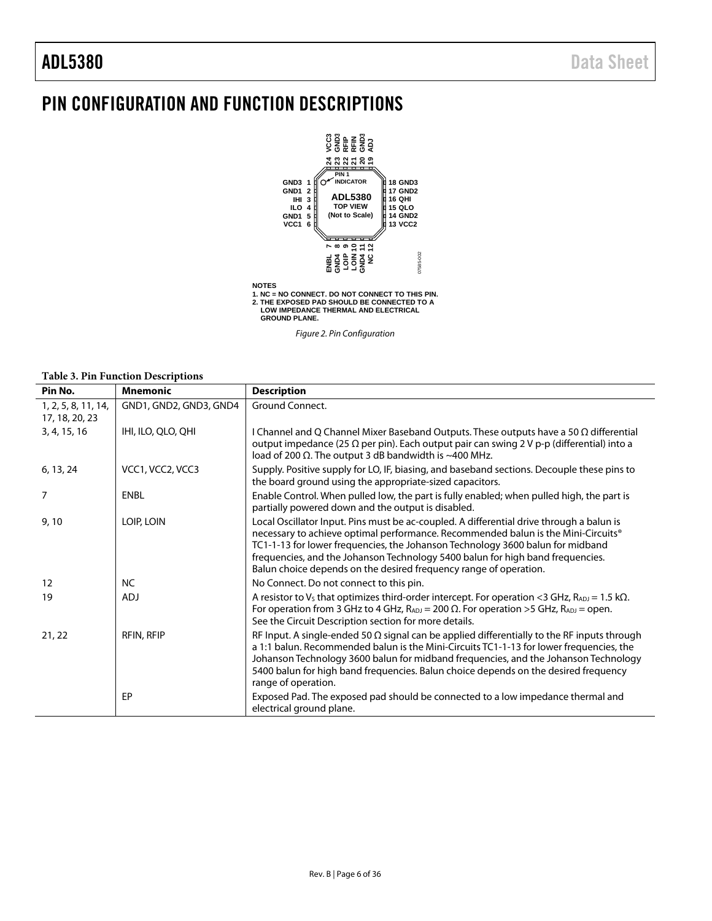# PIN CONFIGURATION AND FUNCTION DESCRIPTIONS

NOTES
1. NC = NO CONNECT. DO NOT CONNECT TO THIS PIN.
2. THE EXPOSED PAD SHOULD BE CONNECTED TO A LOW IMPEDANCE THERMAL AND ELECTRICAL GROUND PLANE.

*Figure 2. Pin Configuration*

**Table 3. Pin Function Descriptions**

| Pin No. | Mnemonic | Description |
|---|---|---|
| 1, 2, 5, 8, 11, 14, 17, 18, 20, 23 | GND1, GND2, GND3, GND4 | Ground Connect. |
| 3, 4, 15, 16 | IHI, ILO, QLO, QHI | I Channel and Q Channel Mixer Baseband Outputs. These outputs have a 50 Ω differential output impedance (25 Ω per pin). Each output pair can swing 2 V p-p (differential) into a load of 200 Ω. The output 3 dB bandwidth is ~400 MHz. |
| 6, 13, 24 | VCC1, VCC2, VCC3 | Supply. Positive supply for LO, IF, biasing, and baseband sections. Decouple these pins to the board ground using the appropriate-sized capacitors. |
| 7 | ENBL | Enable Control. When pulled low, the part is fully enabled; when pulled high, the part is partially powered down and the output is disabled. |
| 9, 10 | LOIP, LOIN | Local Oscillator Input. Pins must be ac-coupled. A differential drive through a balun is necessary to achieve optimal performance. Recommended balun is the Mini-Circuits® TC1-1-13 for lower frequencies, the Johanson Technology 3600 balun for midband frequencies, and the Johanson Technology 5400 balun for high band frequencies. Balun choice depends on the desired frequency range of operation. |
| 12 | NC | No Connect. Do not connect to this pin. |
| 19 | ADJ | A resistor to $V_S$ that optimizes third-order intercept. For operation <3 GHz, $R_{ADJ}$ = 1.5 kΩ. For operation from 3 GHz to 4 GHz, $R_{ADJ}$ = 200 Ω. For operation >5 GHz, $R_{ADJ}$ = open. See the Circuit Description section for more details. |
| 21, 22 | RFIN, RFIP | RF Input. A single-ended 50 Ω signal can be applied differentially to the RF inputs through a 1:1 balun. Recommended balun is the Mini-Circuits TC1-1-13 for lower frequencies, the Johanson Technology 3600 balun for midband frequencies, and the Johanson Technology 5400 balun for high band frequencies. Balun choice depends on the desired frequency range of operation. |
| | EP | Exposed Pad. The exposed pad should be connected to a low impedance thermal and electrical ground plane. |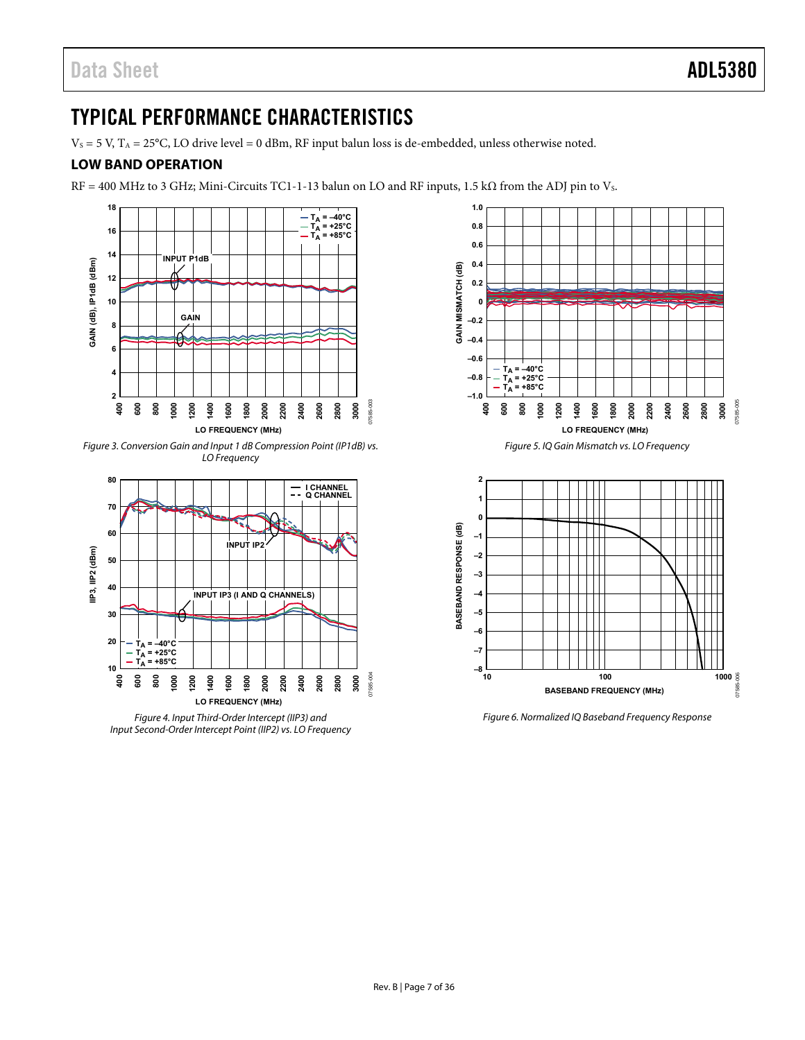# TYPICAL PERFORMANCE CHARACTERISTICS

$V_S$ = 5 V, $T_A$ = 25°C, LO drive level = 0 dBm, RF input balun loss is de-embedded, unless otherwise noted.

## LOW BAND OPERATION

RF = 400 MHz to 3 GHz; Mini-Circuits TC1-1-13 balun on LO and RF inputs, 1.5 kΩ from the ADJ pin to $V_S$.

*Figure 3. Conversion Gain and Input 1 dB Compression Point (IP1dB) vs. LO Frequency*

*Figure 4. Input Third-Order Intercept (IIP3) and Input Second-Order Intercept Point (IIP2) vs. LO Frequency*

*Figure 5. IQ Gain Mismatch vs. LO Frequency*

*Figure 6. Normalized IQ Baseband Frequency Response*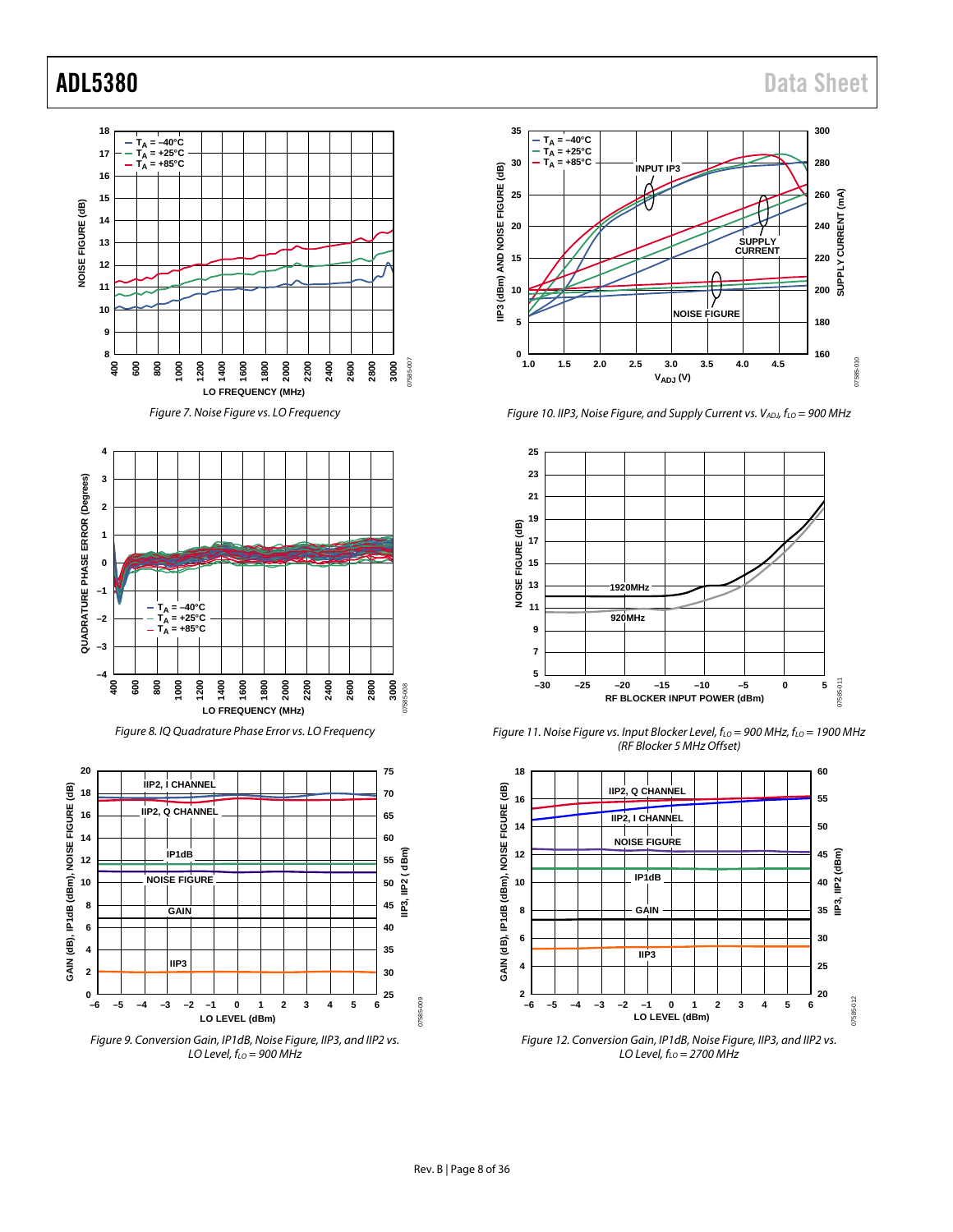Figure 7. Noise Figure vs. LO Frequency

Figure 8. IQ Quadrature Phase Error vs. LO Frequency

Figure 9. Conversion Gain, IP1dB, Noise Figure, IIP3, and IIP2 vs. LO Level, $f_{LO}$ = 900 MHz

Figure 10. IIP3, Noise Figure, and Supply Current vs. $V_{ADJ}$, $f_{LO}$ = 900 MHz

Figure 11. Noise Figure vs. Input Blocker Level, $f_{LO}$ = 900 MHz, $f_{LO}$ = 1900 MHz (RF Blocker 5 MHz Offset)

Figure 12. Conversion Gain, IP1dB, Noise Figure, IIP3, and IIP2 vs. LO Level, $f_{LO}$ = 2700 MHz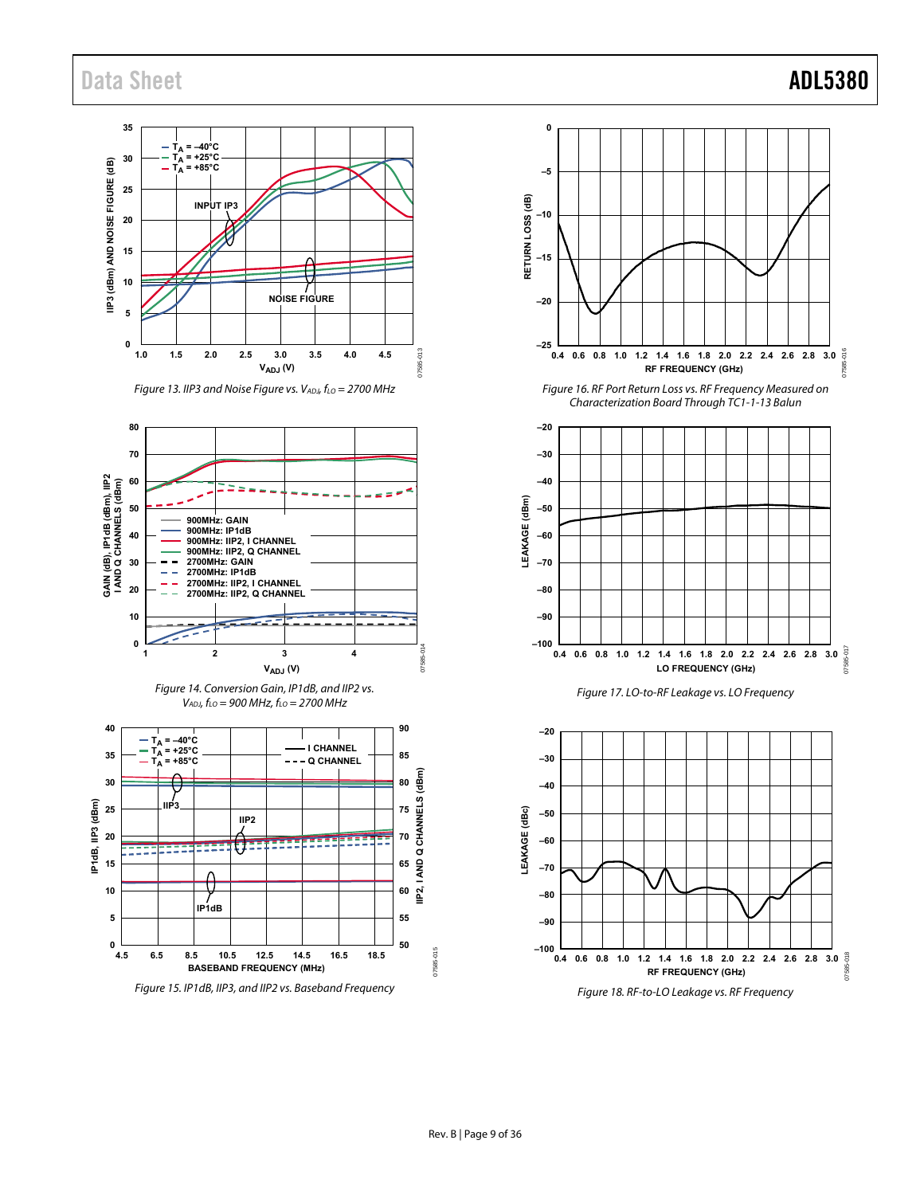Figure 13. IIP3 and Noise Figure vs. $V_{ADJ}$, $f_{LO}$ = 2700 MHz

Figure 14. Conversion Gain, IP1dB, and IIP2 vs. $V_{ADJ}$, $f_{LO}$ = 900 MHz, $f_{LO}$ = 2700 MHz

Figure 15. IP1dB, IIP3, and IIP2 vs. Baseband Frequency

Figure 16. RF Port Return Loss vs. RF Frequency Measured on Characterization Board Through TC1-1-13 Balun

Figure 17. LO-to-RF Leakage vs. LO Frequency

Figure 18. RF-to-LO Leakage vs. RF Frequency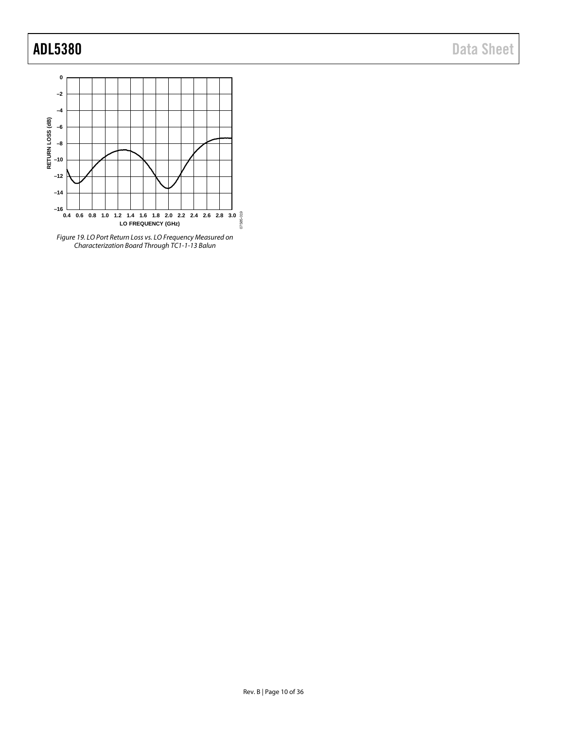Figure 19. LO Port Return Loss vs. LO Frequency Measured on Characterization Board Through TC1-1-13 Balun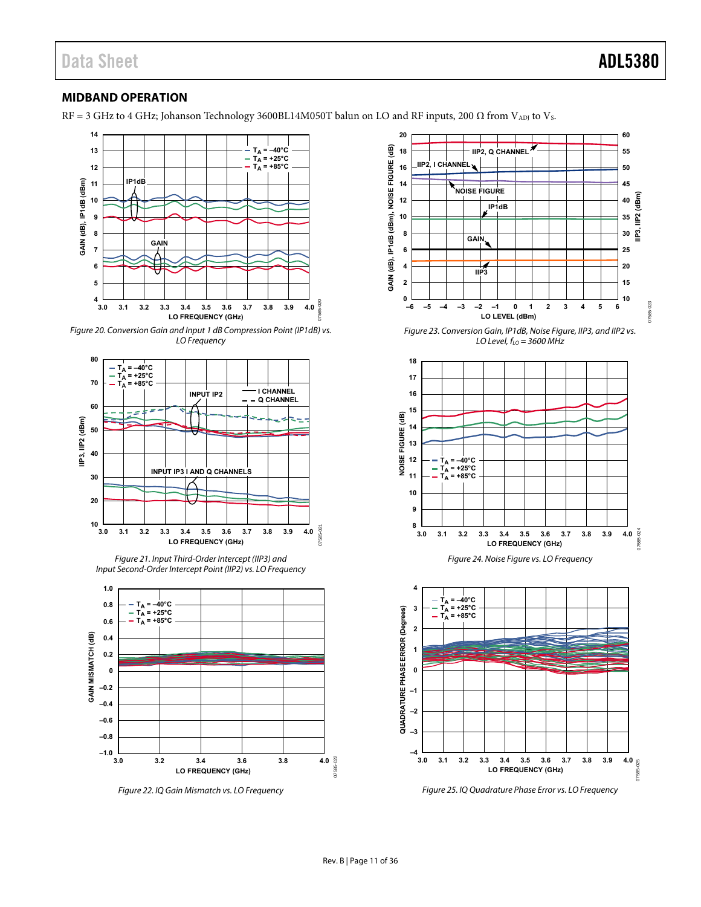## MIDBAND OPERATION

RF = 3 GHz to 4 GHz; Johanson Technology 3600BL14M050T balun on LO and RF inputs, 200 Ω from $V_{ADJ}$ to $V_S$.

*Figure 20. Conversion Gain and Input 1 dB Compression Point (IP1dB) vs. LO Frequency*

*Figure 21. Input Third-Order Intercept (IIP3) and Input Second-Order Intercept Point (IIP2) vs. LO Frequency*

*Figure 22. IQ Gain Mismatch vs. LO Frequency*

*Figure 23. Conversion Gain, IP1dB, Noise Figure, IIP3, and IIP2 vs. LO Level, $f_{LO}$ = 3600 MHz*

*Figure 24. Noise Figure vs. LO Frequency*

*Figure 25. IQ Quadrature Phase Error vs. LO Frequency*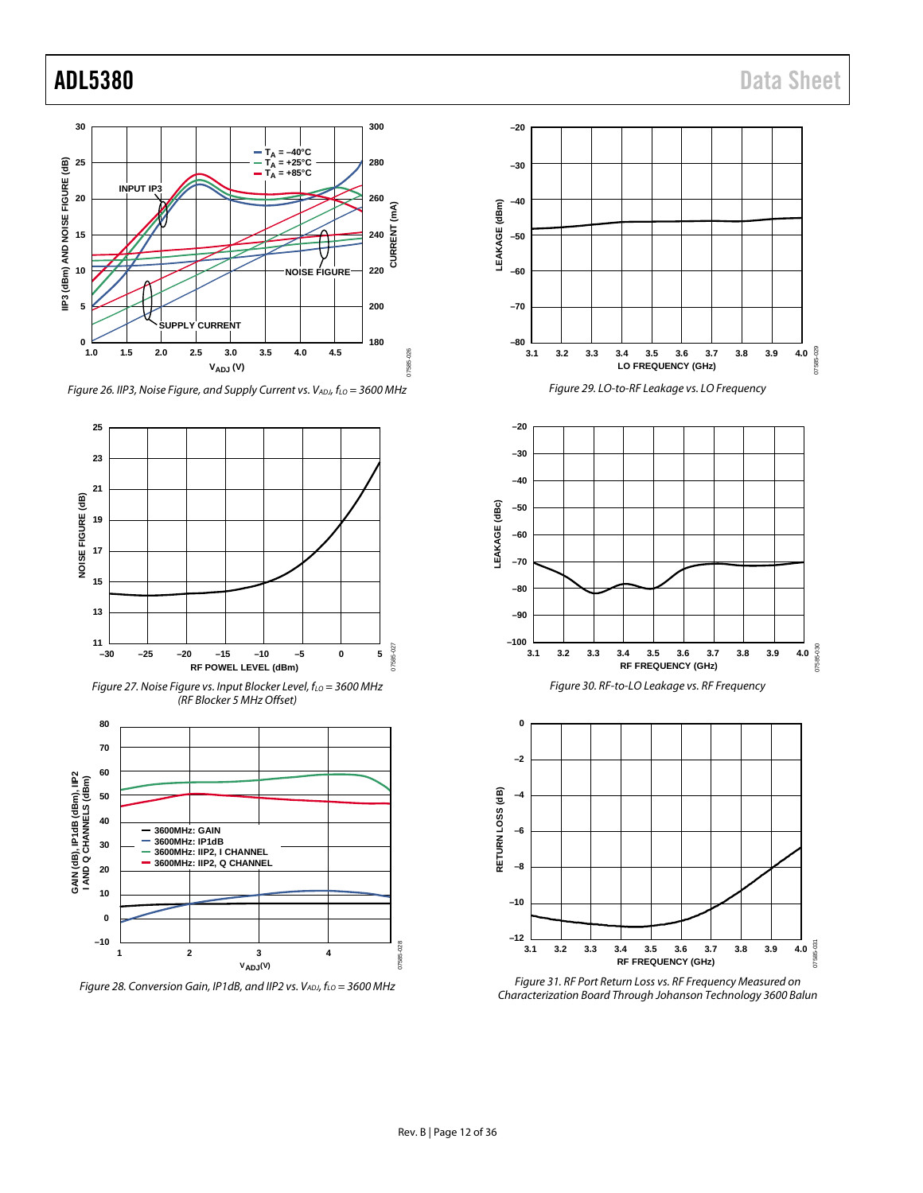Figure 26. IIP3, Noise Figure, and Supply Current vs. $V_{ADJ}$, $f_{LO}$ = 3600 MHz

Figure 27. Noise Figure vs. Input Blocker Level, $f_{LO}$ = 3600 MHz (RF Blocker 5 MHz Offset)

Figure 28. Conversion Gain, IP1dB, and IIP2 vs. $V_{ADJ}$, $f_{LO}$ = 3600 MHz

Figure 29. LO-to-RF Leakage vs. LO Frequency

Figure 30. RF-to-LO Leakage vs. RF Frequency

Figure 31. RF Port Return Loss vs. RF Frequency Measured on Characterization Board Through Johanson Technology 3600 Balun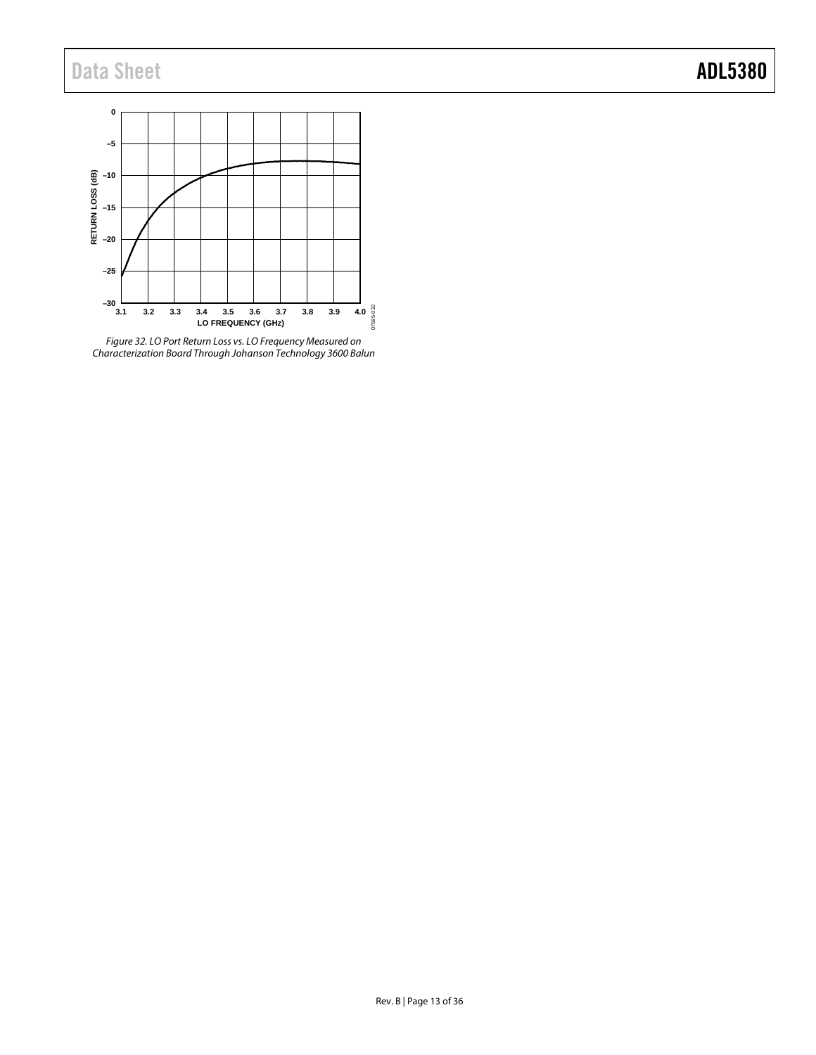Figure 32. LO Port Return Loss vs. LO Frequency Measured on Characterization Board Through Johanson Technology 3600 Balun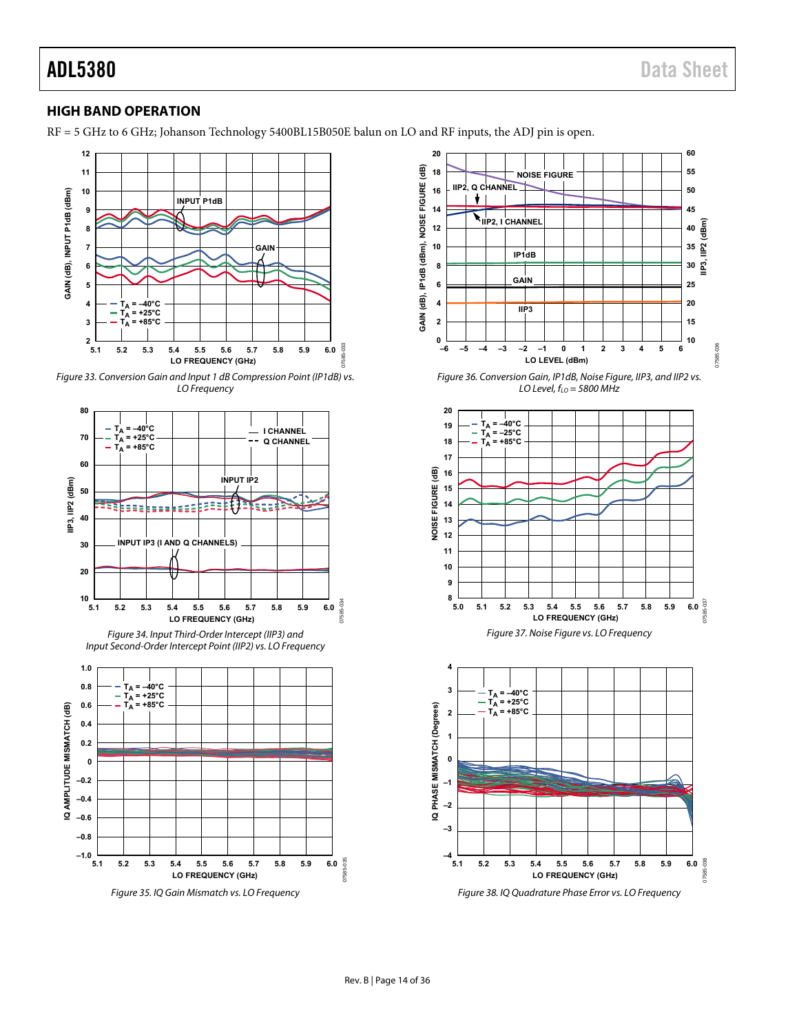## HIGH BAND OPERATION

RF = 5 GHz to 6 GHz; Johanson Technology 5400BL15B050E balun on LO and RF inputs, the ADJ pin is open.

*Figure 33. Conversion Gain and Input 1 dB Compression Point (IP1dB) vs. LO Frequency*

*Figure 36. Conversion Gain, IP1dB, Noise Figure, IIP3, and IIP2 vs. LO Level, $f_{LO}$ = 5800 MHz*

*Figure 34. Input Third-Order Intercept (IIP3) and Input Second-Order Intercept Point (IIP2) vs. LO Frequency*

*Figure 37. Noise Figure vs. LO Frequency*

*Figure 35. IQ Gain Mismatch vs. LO Frequency*

*Figure 38. IQ Quadrature Phase Error vs. LO Frequency*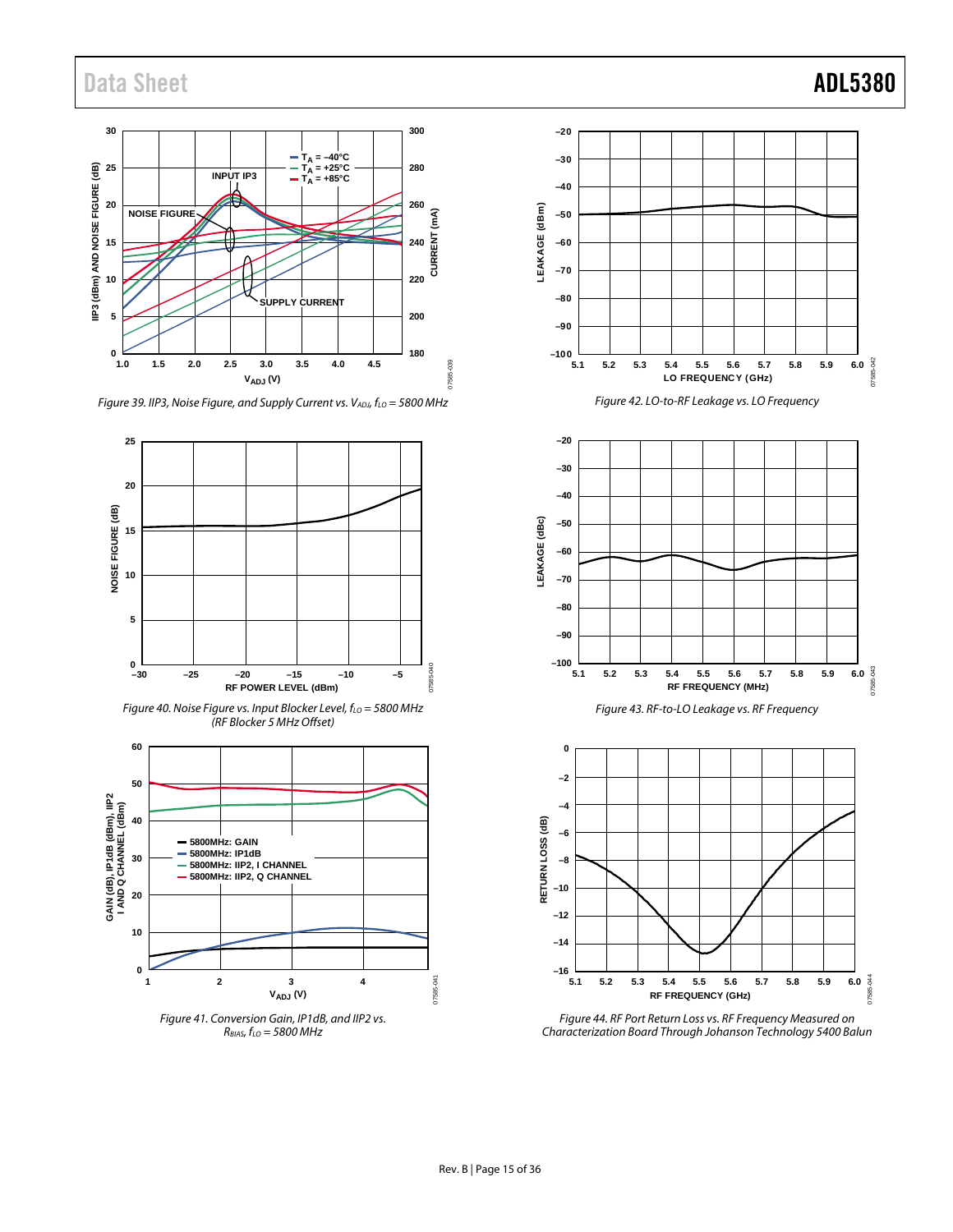Figure 39. IIP3, Noise Figure, and Supply Current vs. $V_{ADJ}$, $f_{LO}$ = 5800 MHz

Figure 40. Noise Figure vs. Input Blocker Level, $f_{LO}$ = 5800 MHz (RF Blocker 5 MHz Offset)

Figure 41. Conversion Gain, IP1dB, and IIP2 vs. $R_{BIAS}$, $f_{LO}$ = 5800 MHz

Figure 42. LO-to-RF Leakage vs. LO Frequency

Figure 43. RF-to-LO Leakage vs. RF Frequency

Figure 44. RF Port Return Loss vs. RF Frequency Measured on Characterization Board Through Johanson Technology 5400 Balun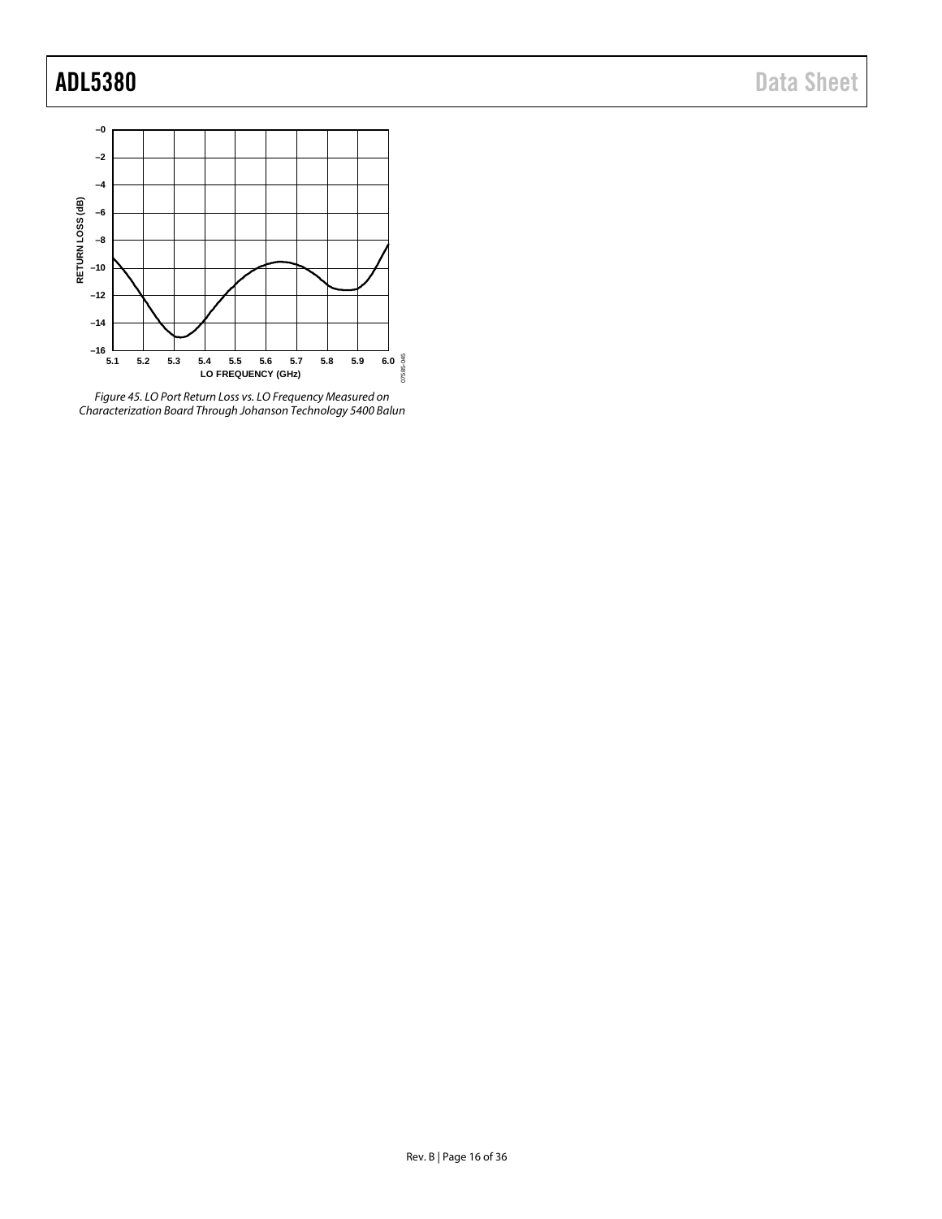Figure 45. LO Port Return Loss vs. LO Frequency Measured on Characterization Board Through Johanson Technology 5400 Balun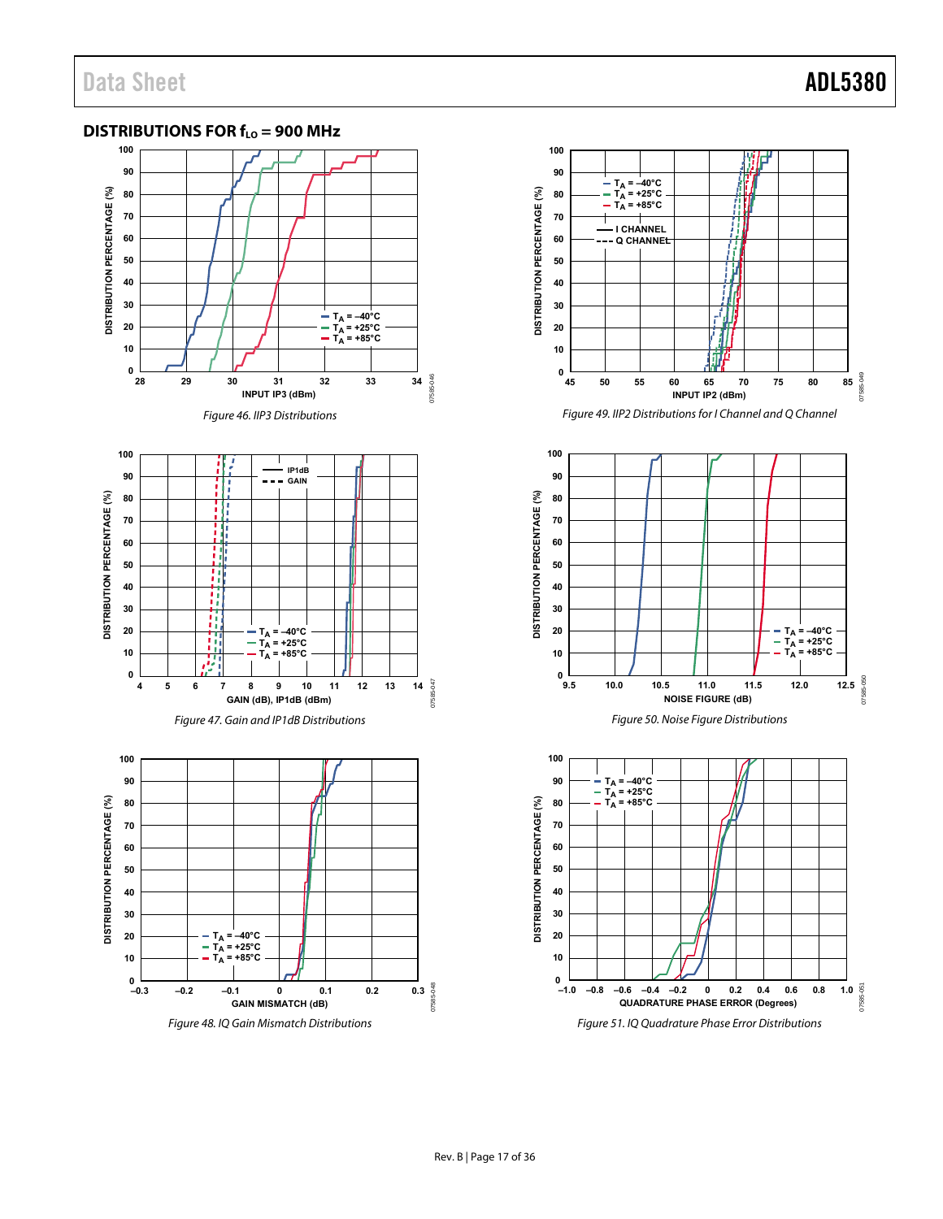## DISTRIBUTIONS FOR $f_{LO}$ = 900 MHz

Figure 46. IIP3 Distributions

Figure 47. Gain and IP1dB Distributions

Figure 48. IQ Gain Mismatch Distributions

Figure 49. IIP2 Distributions for I Channel and Q Channel

Figure 50. Noise Figure Distributions

Figure 51. IQ Quadrature Phase Error Distributions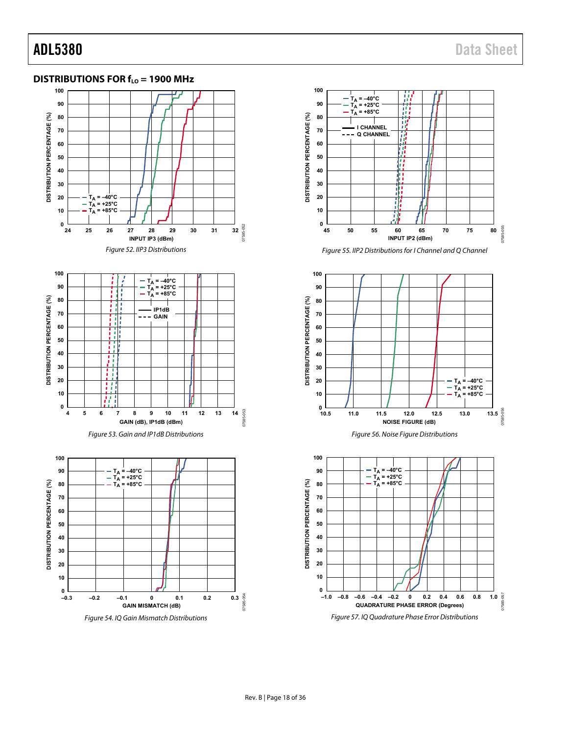## DISTRIBUTIONS FOR $f_{LO}$ = 1900 MHz

*Figure 52. IIP3 Distributions*

*Figure 53. Gain and IP1dB Distributions*

*Figure 54. IQ Gain Mismatch Distributions*

*Figure 55. IIP2 Distributions for I Channel and Q Channel*

*Figure 56. Noise Figure Distributions*

*Figure 57. IQ Quadrature Phase Error Distributions*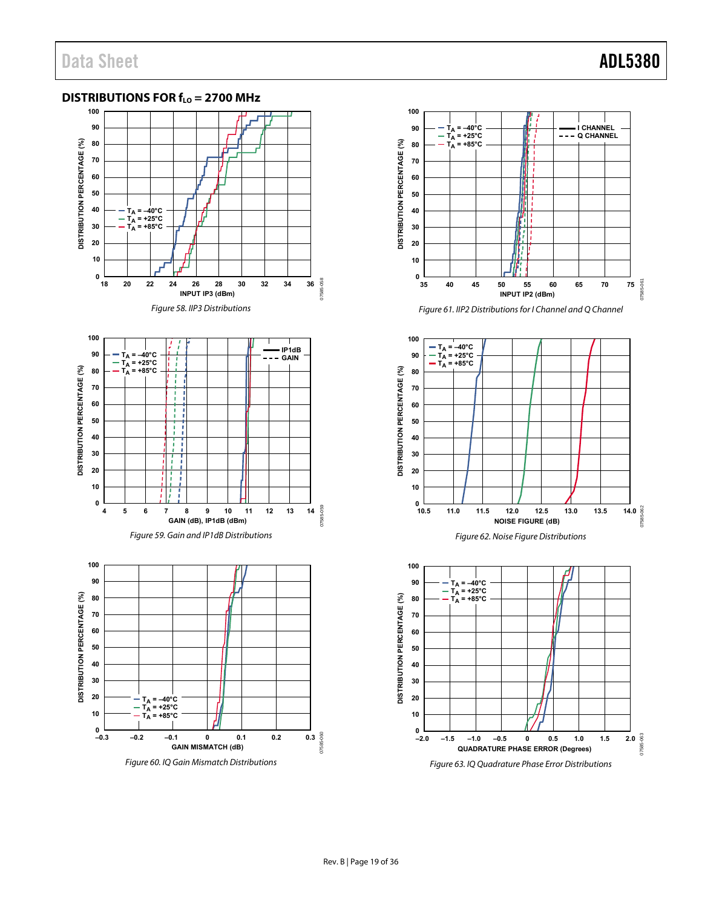## DISTRIBUTIONS FOR $f_{LO}$ = 2700 MHz

Figure 58. IIP3 Distributions

Figure 59. Gain and IP1dB Distributions

Figure 60. IQ Gain Mismatch Distributions

Figure 61. IIP2 Distributions for I Channel and Q Channel

Figure 62. Noise Figure Distributions

Figure 63. IQ Quadrature Phase Error Distributions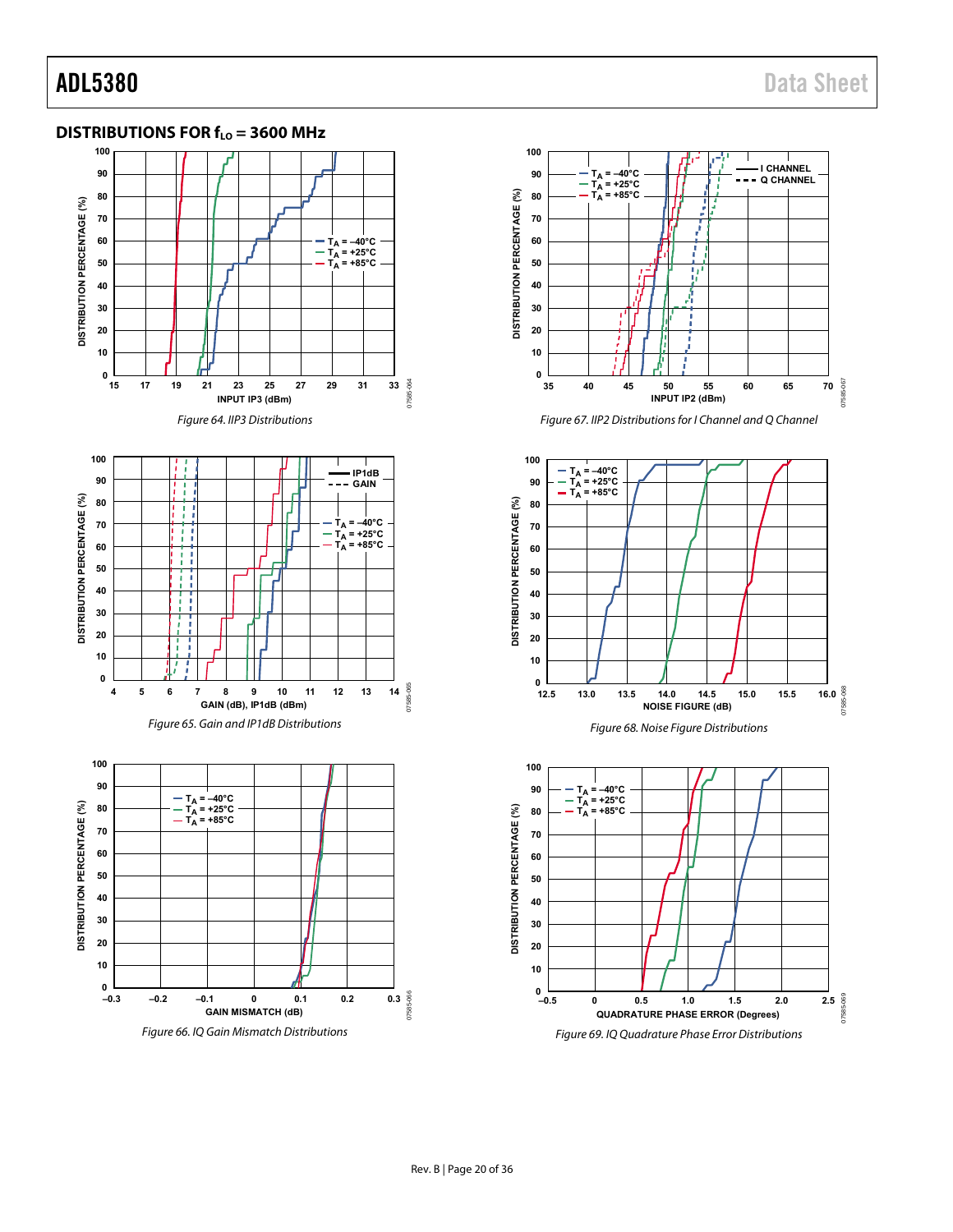## DISTRIBUTIONS FOR $f_{LO}$ = 3600 MHz

*Figure 64. IIP3 Distributions*

*Figure 65. Gain and IP1dB Distributions*

*Figure 66. IQ Gain Mismatch Distributions*

*Figure 67. IIP2 Distributions for I Channel and Q Channel*

*Figure 68. Noise Figure Distributions*

*Figure 69. IQ Quadrature Phase Error Distributions*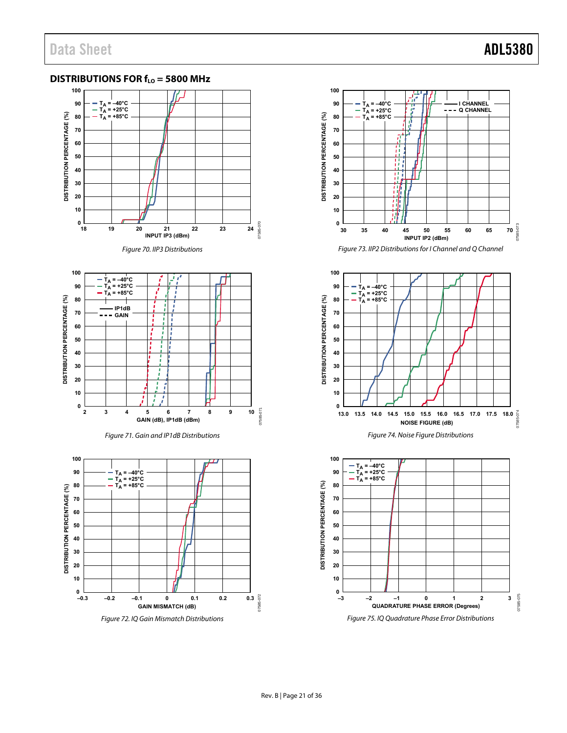## DISTRIBUTIONS FOR $f_{LO}$ = 5800 MHz

*Figure 70. IIP3 Distributions*

*Figure 71. Gain and IP1dB Distributions*

*Figure 72. IQ Gain Mismatch Distributions*

*Figure 73. IIP2 Distributions for I Channel and Q Channel*

*Figure 74. Noise Figure Distributions*

*Figure 75. IQ Quadrature Phase Error Distributions*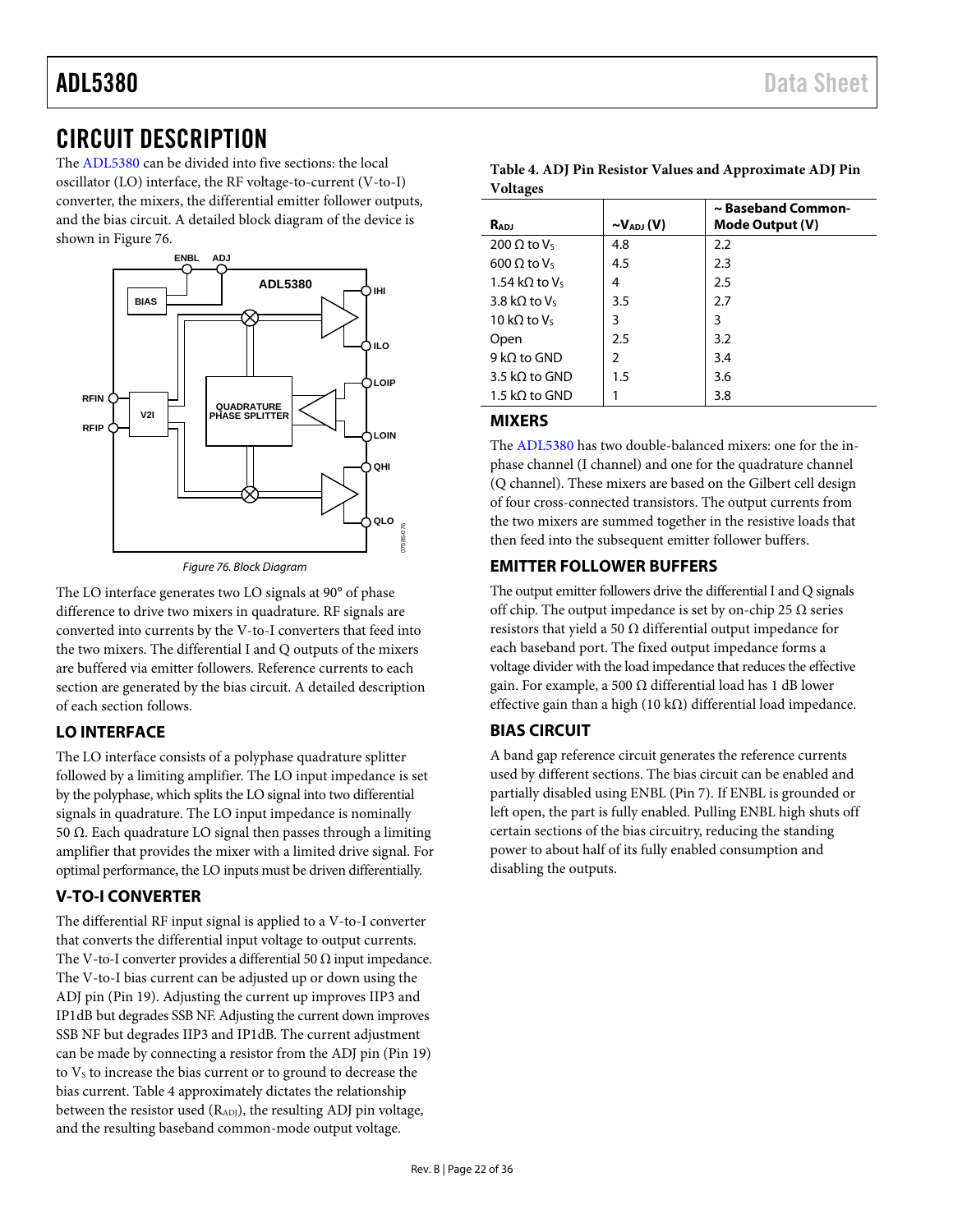# CIRCUIT DESCRIPTION

The ADL5380 can be divided into five sections: the local oscillator (LO) interface, the RF voltage-to-current (V-to-I) converter, the mixers, the differential emitter follower outputs, and the bias circuit. A detailed block diagram of the device is shown in Figure 76.

Figure 76. Block Diagram

The LO interface generates two LO signals at 90° of phase difference to drive two mixers in quadrature. RF signals are converted into currents by the V-to-I converters that feed into the two mixers. The differential I and Q outputs of the mixers are buffered via emitter followers. Reference currents to each section are generated by the bias circuit. A detailed description of each section follows.

## LO INTERFACE

The LO interface consists of a polyphase quadrature splitter followed by a limiting amplifier. The LO input impedance is set by the polyphase, which splits the LO signal into two differential signals in quadrature. The LO input impedance is nominally 50 Ω. Each quadrature LO signal then passes through a limiting amplifier that provides the mixer with a limited drive signal. For optimal performance, the LO inputs must be driven differentially.

## V-TO-I CONVERTER

The differential RF input signal is applied to a V-to-I converter that converts the differential input voltage to output currents. The V-to-I converter provides a differential 50 Ω input impedance. The V-to-I bias current can be adjusted up or down using the ADJ pin (Pin 19). Adjusting the current up improves IIP3 and IP1dB but degrades SSB NF. Adjusting the current down improves SSB NF but degrades IIP3 and IP1dB. The current adjustment can be made by connecting a resistor from the ADJ pin (Pin 19) to $V_S$ to increase the bias current or to ground to decrease the bias current. Table 4 approximately dictates the relationship between the resistor used ($R_{ADJ}$), the resulting ADJ pin voltage, and the resulting baseband common-mode output voltage.

**Table 4. ADJ Pin Resistor Values and Approximate ADJ Pin Voltages**

| $R_{ADJ}$ | ~$V_{ADJ}$ (V) | ~ Baseband Common-Mode Output (V) |
|---|---|---|
| 200 Ω to $V_S$ | 4.8 | 2.2 |
| 600 Ω to $V_S$ | 4.5 | 2.3 |
| 1.54 kΩ to $V_S$ | 4 | 2.5 |
| 3.8 kΩ to $V_S$ | 3.5 | 2.7 |
| 10 kΩ to $V_S$ | 3 | 3 |
| Open | 2.5 | 3.2 |
| 9 kΩ to GND | 2 | 3.4 |
| 3.5 kΩ to GND | 1.5 | 3.6 |
| 1.5 kΩ to GND | 1 | 3.8 |

## MIXERS

The ADL5380 has two double-balanced mixers: one for the in-phase channel (I channel) and one for the quadrature channel (Q channel). These mixers are based on the Gilbert cell design of four cross-connected transistors. The output currents from the two mixers are summed together in the resistive loads that then feed into the subsequent emitter follower buffers.

## EMITTER FOLLOWER BUFFERS

The output emitter followers drive the differential I and Q signals off chip. The output impedance is set by on-chip 25 Ω series resistors that yield a 50 Ω differential output impedance for each baseband port. The fixed output impedance forms a voltage divider with the load impedance that reduces the effective gain. For example, a 500 Ω differential load has 1 dB lower effective gain than a high (10 kΩ) differential load impedance.

## BIAS CIRCUIT

A band gap reference circuit generates the reference currents used by different sections. The bias circuit can be enabled and partially disabled using ENBL (Pin 7). If ENBL is grounded or left open, the part is fully enabled. Pulling ENBL high shuts off certain sections of the bias circuitry, reducing the standing power to about half of its fully enabled consumption and disabling the outputs.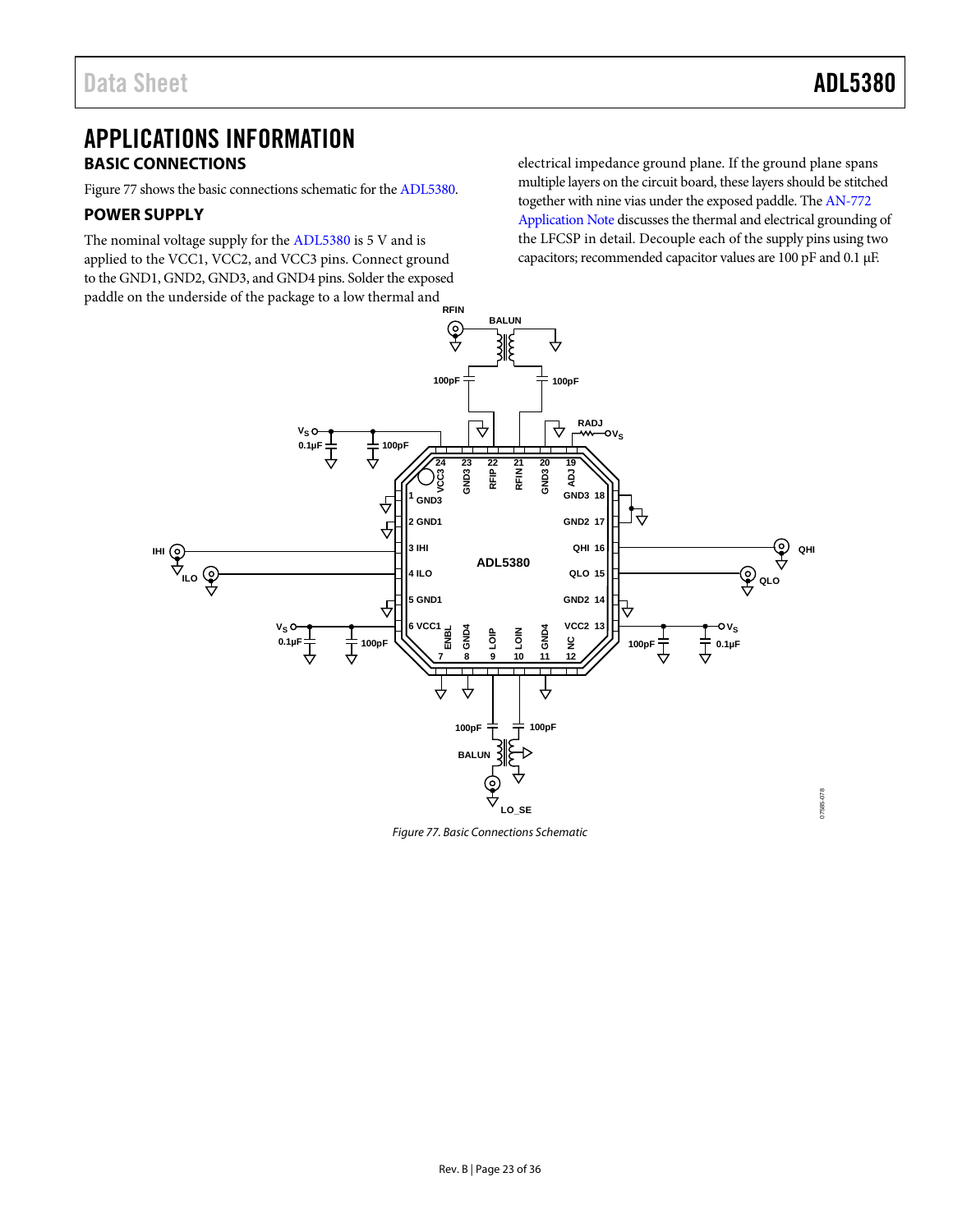# APPLICATIONS INFORMATION

## BASIC CONNECTIONS

Figure 77 shows the basic connections schematic for the ADL5380.

## POWER SUPPLY

The nominal voltage supply for the ADL5380 is 5 V and is applied to the VCC1, VCC2, and VCC3 pins. Connect ground to the GND1, GND2, GND3, and GND4 pins. Solder the exposed paddle on the underside of the package to a low thermal and electrical impedance ground plane. If the ground plane spans multiple layers on the circuit board, these layers should be stitched together with nine vias under the exposed paddle. The AN-772 Application Note discusses the thermal and electrical grounding of the LFCSP in detail. Decouple each of the supply pins using two capacitors; recommended capacitor values are 100 pF and 0.1 µF.

*Figure 77. Basic Connections Schematic*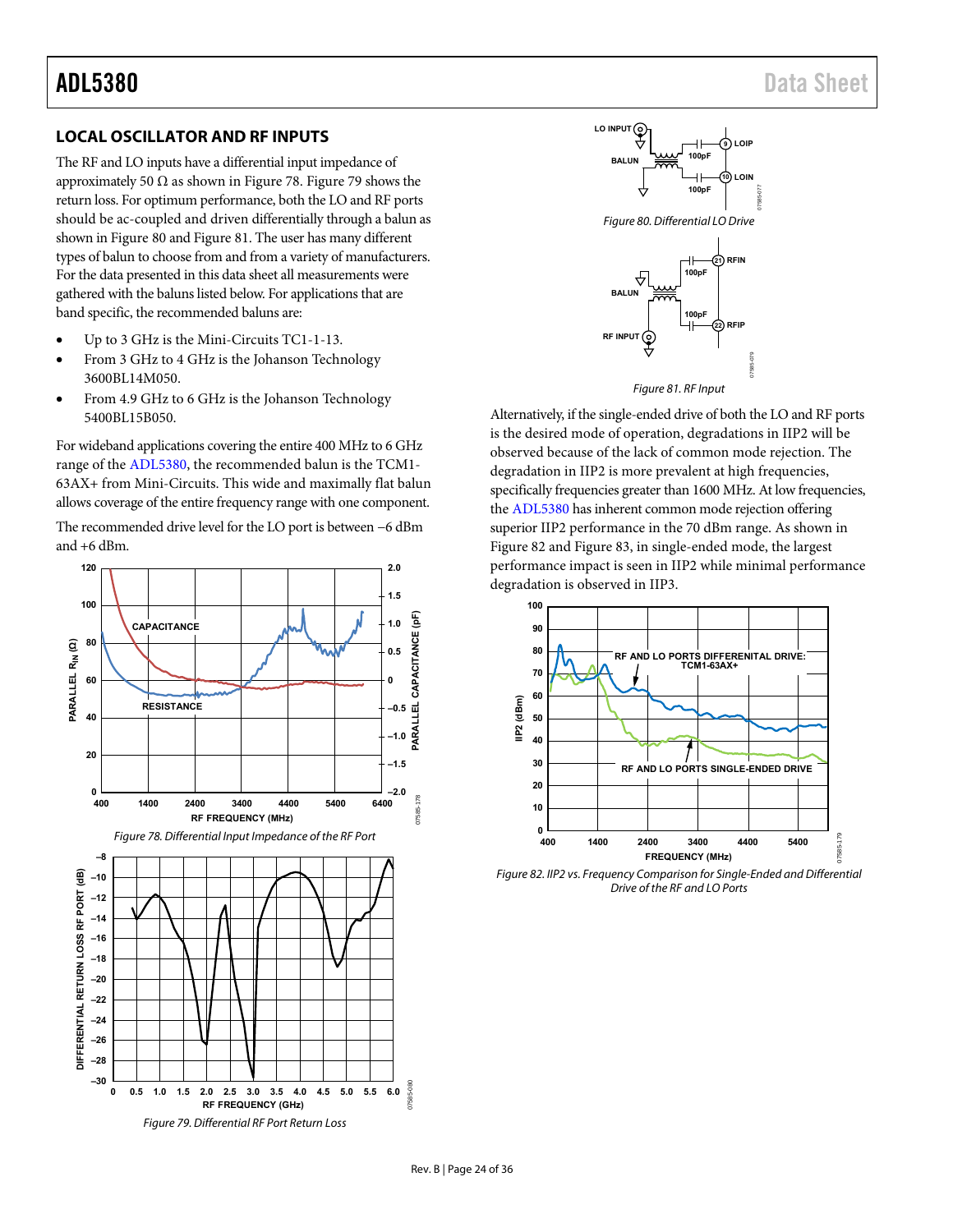## LOCAL OSCILLATOR AND RF INPUTS

The RF and LO inputs have a differential input impedance of approximately 50 Ω as shown in Figure 78. Figure 79 shows the return loss. For optimum performance, both the LO and RF ports should be ac-coupled and driven differentially through a balun as shown in Figure 80 and Figure 81. The user has many different types of balun to choose from and from a variety of manufacturers. For the data presented in this data sheet all measurements were gathered with the baluns listed below. For applications that are band specific, the recommended baluns are:

- Up to 3 GHz is the Mini-Circuits TC1-1-13.
- From 3 GHz to 4 GHz is the Johanson Technology 3600BL14M050.
- From 4.9 GHz to 6 GHz is the Johanson Technology 5400BL15B050.

For wideband applications covering the entire 400 MHz to 6 GHz range of the ADL5380, the recommended balun is the TCM1-63AX+ from Mini-Circuits. This wide and maximally flat balun allows coverage of the entire frequency range with one component.

The recommended drive level for the LO port is between −6 dBm and +6 dBm.

Figure 78. Differential Input Impedance of the RF Port

Figure 79. Differential RF Port Return Loss

Figure 80. Differential LO Drive

Figure 81. RF Input

Alternatively, if the single-ended drive of both the LO and RF ports is the desired mode of operation, degradations in IIP2 will be observed because of the lack of common mode rejection. The degradation in IIP2 is more prevalent at high frequencies, specifically frequencies greater than 1600 MHz. At low frequencies, the ADL5380 has inherent common mode rejection offering superior IIP2 performance in the 70 dBm range. As shown in Figure 82 and Figure 83, in single-ended mode, the largest performance impact is seen in IIP2 while minimal performance degradation is observed in IIP3.

Figure 82. IIP2 vs. Frequency Comparison for Single-Ended and Differential Drive of the RF and LO Ports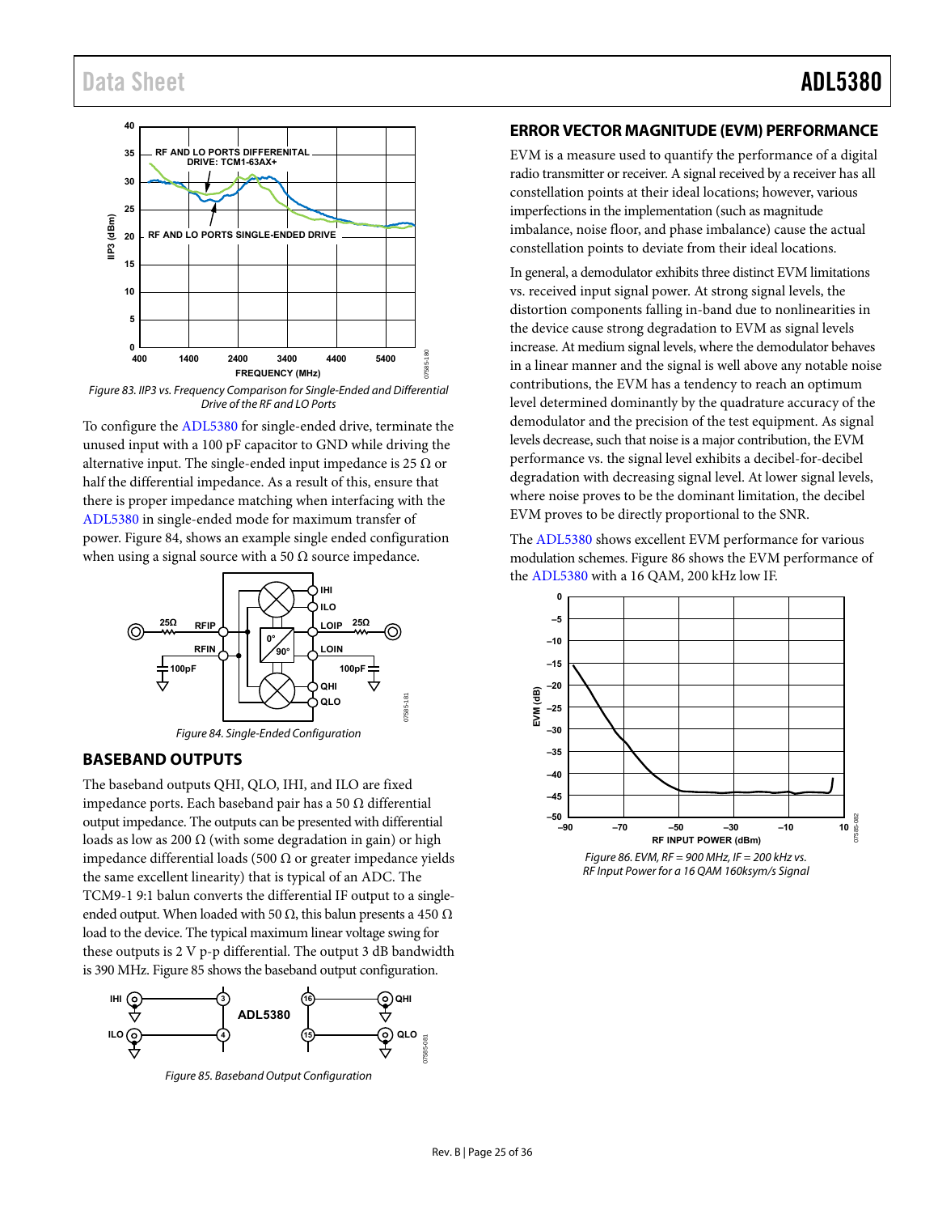Figure 83. IIP3 vs. Frequency Comparison for Single-Ended and Differential Drive of the RF and LO Ports

To configure the ADL5380 for single-ended drive, terminate the unused input with a 100 pF capacitor to GND while driving the alternative input. The single-ended input impedance is 25 Ω or half the differential impedance. As a result of this, ensure that there is proper impedance matching when interfacing with the ADL5380 in single-ended mode for maximum transfer of power. Figure 84, shows an example single ended configuration when using a signal source with a 50 Ω source impedance.

Figure 84. Single-Ended Configuration

## BASEBAND OUTPUTS

The baseband outputs QHI, QLO, IHI, and ILO are fixed impedance ports. Each baseband pair has a 50 Ω differential output impedance. The outputs can be presented with differential loads as low as 200 Ω (with some degradation in gain) or high impedance differential loads (500 Ω or greater impedance yields the same excellent linearity) that is typical of an ADC. The TCM9-1 9:1 balun converts the differential IF output to a single-ended output. When loaded with 50 Ω, this balun presents a 450 Ω load to the device. The typical maximum linear voltage swing for these outputs is 2 V p-p differential. The output 3 dB bandwidth is 390 MHz. Figure 85 shows the baseband output configuration.

Figure 85. Baseband Output Configuration

## ERROR VECTOR MAGNITUDE (EVM) PERFORMANCE

EVM is a measure used to quantify the performance of a digital radio transmitter or receiver. A signal received by a receiver has all constellation points at their ideal locations; however, various imperfections in the implementation (such as magnitude imbalance, noise floor, and phase imbalance) cause the actual constellation points to deviate from their ideal locations.

In general, a demodulator exhibits three distinct EVM limitations vs. received input signal power. At strong signal levels, the distortion components falling in-band due to nonlinearities in the device cause strong degradation to EVM as signal levels increase. At medium signal levels, where the demodulator behaves in a linear manner and the signal is well above any notable noise contributions, the EVM has a tendency to reach an optimum level determined dominantly by the quadrature accuracy of the demodulator and the precision of the test equipment. As signal levels decrease, such that noise is a major contribution, the EVM performance vs. the signal level exhibits a decibel-for-decibel degradation with decreasing signal level. At lower signal levels, where noise proves to be the dominant limitation, the decibel EVM proves to be directly proportional to the SNR.

The ADL5380 shows excellent EVM performance for various modulation schemes. Figure 86 shows the EVM performance of the ADL5380 with a 16 QAM, 200 kHz low IF.

Figure 86. EVM, RF = 900 MHz, IF = 200 kHz vs. RF Input Power for a 16 QAM 160ksym/s Signal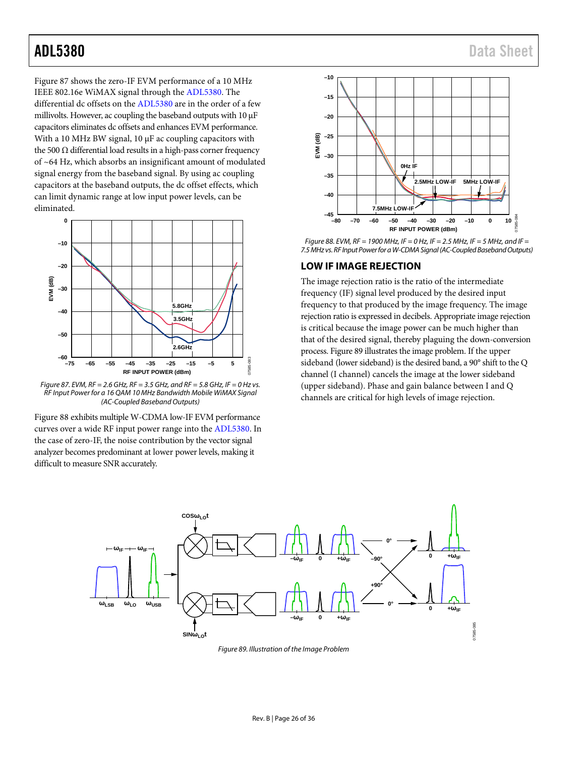Figure 87 shows the zero-IF EVM performance of a 10 MHz IEEE 802.16e WiMAX signal through the ADL5380. The differential dc offsets on the ADL5380 are in the order of a few millivolts. However, ac coupling the baseband outputs with 10 µF capacitors eliminates dc offsets and enhances EVM performance. With a 10 MHz BW signal, 10 µF ac coupling capacitors with the 500 Ω differential load results in a high-pass corner frequency of ~64 Hz, which absorbs an insignificant amount of modulated signal energy from the baseband signal. By using ac coupling capacitors at the baseband outputs, the dc offset effects, which can limit dynamic range at low input power levels, can be eliminated.

*Figure 87. EVM, RF = 2.6 GHz, RF = 3.5 GHz, and RF = 5.8 GHz, IF = 0 Hz vs. RF Input Power for a 16 QAM 10 MHz Bandwidth Mobile WiMAX Signal (AC-Coupled Baseband Outputs)*

Figure 88 exhibits multiple W-CDMA low-IF EVM performance curves over a wide RF input power range into the ADL5380. In the case of zero-IF, the noise contribution by the vector signal analyzer becomes predominant at lower power levels, making it difficult to measure SNR accurately.

*Figure 88. EVM, RF = 1900 MHz, IF = 0 Hz, IF = 2.5 MHz, IF = 5 MHz, and IF = 7.5 MHz vs. RF Input Power for a W-CDMA Signal (AC-Coupled Baseband Outputs)*

## LOW IF IMAGE REJECTION

The image rejection ratio is the ratio of the intermediate frequency (IF) signal level produced by the desired input frequency to that produced by the image frequency. The image rejection ratio is expressed in decibels. Appropriate image rejection is critical because the image power can be much higher than that of the desired signal, thereby plaguing the down-conversion process. Figure 89 illustrates the image problem. If the upper sideband (lower sideband) is the desired band, a 90° shift to the Q channel (I channel) cancels the image at the lower sideband (upper sideband). Phase and gain balance between I and Q channels are critical for high levels of image rejection.

*Figure 89. Illustration of the Image Problem*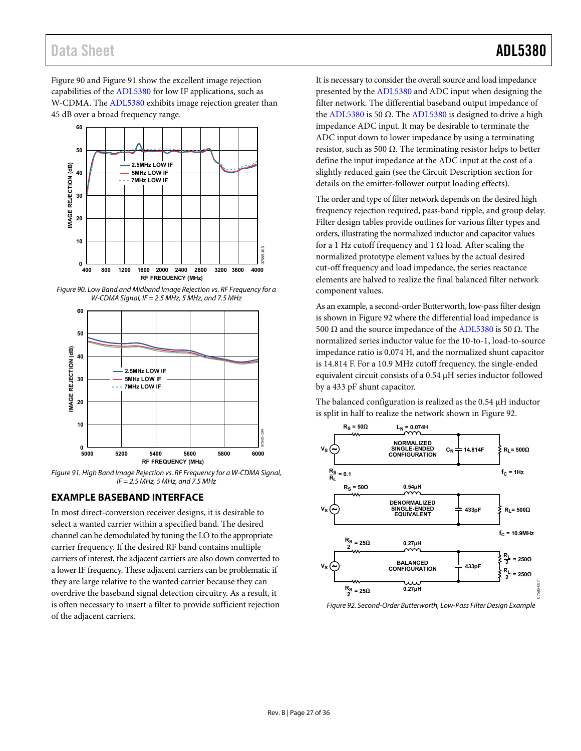Figure 90 and Figure 91 show the excellent image rejection capabilities of the ADL5380 for low IF applications, such as W-CDMA. The ADL5380 exhibits image rejection greater than 45 dB over a broad frequency range.

*Figure 90. Low Band and Midband Image Rejection vs. RF Frequency for a W-CDMA Signal, IF = 2.5 MHz, 5 MHz, and 7.5 MHz*

*Figure 91. High Band Image Rejection vs. RF Frequency for a W-CDMA Signal, IF = 2.5 MHz, 5 MHz, and 7.5 MHz*

## EXAMPLE BASEBAND INTERFACE

In most direct-conversion receiver designs, it is desirable to select a wanted carrier within a specified band. The desired channel can be demodulated by tuning the LO to the appropriate carrier frequency. If the desired RF band contains multiple carriers of interest, the adjacent carriers are also down converted to a lower IF frequency. These adjacent carriers can be problematic if they are large relative to the wanted carrier because they can overdrive the baseband signal detection circuitry. As a result, it is often necessary to insert a filter to provide sufficient rejection of the adjacent carriers.

It is necessary to consider the overall source and load impedance presented by the ADL5380 and ADC input when designing the filter network. The differential baseband output impedance of the ADL5380 is 50 Ω. The ADL5380 is designed to drive a high impedance ADC input. It may be desirable to terminate the ADC input down to lower impedance by using a terminating resistor, such as 500 Ω. The terminating resistor helps to better define the input impedance at the ADC input at the cost of a slightly reduced gain (see the Circuit Description section for details on the emitter-follower output loading effects).

The order and type of filter network depends on the desired high frequency rejection required, pass-band ripple, and group delay. Filter design tables provide outlines for various filter types and orders, illustrating the normalized inductor and capacitor values for a 1 Hz cutoff frequency and 1 Ω load. After scaling the normalized prototype element values by the actual desired cut-off frequency and load impedance, the series reactance elements are halved to realize the final balanced filter network component values.

As an example, a second-order Butterworth, low-pass filter design is shown in Figure 92 where the differential load impedance is 500 Ω and the source impedance of the ADL5380 is 50 Ω. The normalized series inductor value for the 10-to-1, load-to-source impedance ratio is 0.074 H, and the normalized shunt capacitor is 14.814 F. For a 10.9 MHz cutoff frequency, the single-ended equivalent circuit consists of a 0.54 μH series inductor followed by a 433 pF shunt capacitor.

The balanced configuration is realized as the 0.54 μH inductor is split in half to realize the network shown in Figure 92.

*Figure 92. Second-Order Butterworth, Low-Pass Filter Design Example*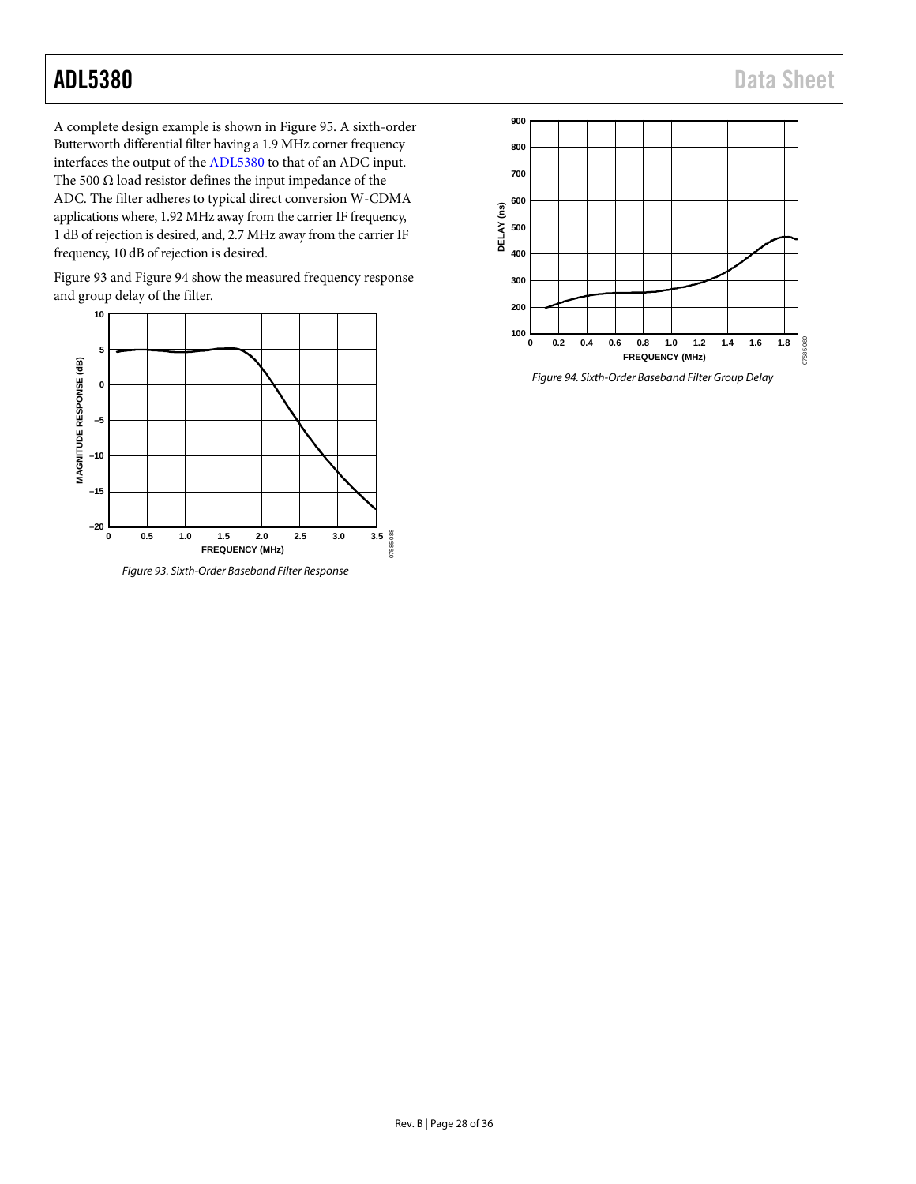A complete design example is shown in Figure 95. A sixth-order Butterworth differential filter having a 1.9 MHz corner frequency interfaces the output of the ADL5380 to that of an ADC input. The 500 Ω load resistor defines the input impedance of the ADC. The filter adheres to typical direct conversion W-CDMA applications where, 1.92 MHz away from the carrier IF frequency, 1 dB of rejection is desired, and, 2.7 MHz away from the carrier IF frequency, 10 dB of rejection is desired.

Figure 93 and Figure 94 show the measured frequency response and group delay of the filter.

*Figure 93. Sixth-Order Baseband Filter Response*

*Figure 94. Sixth-Order Baseband Filter Group Delay*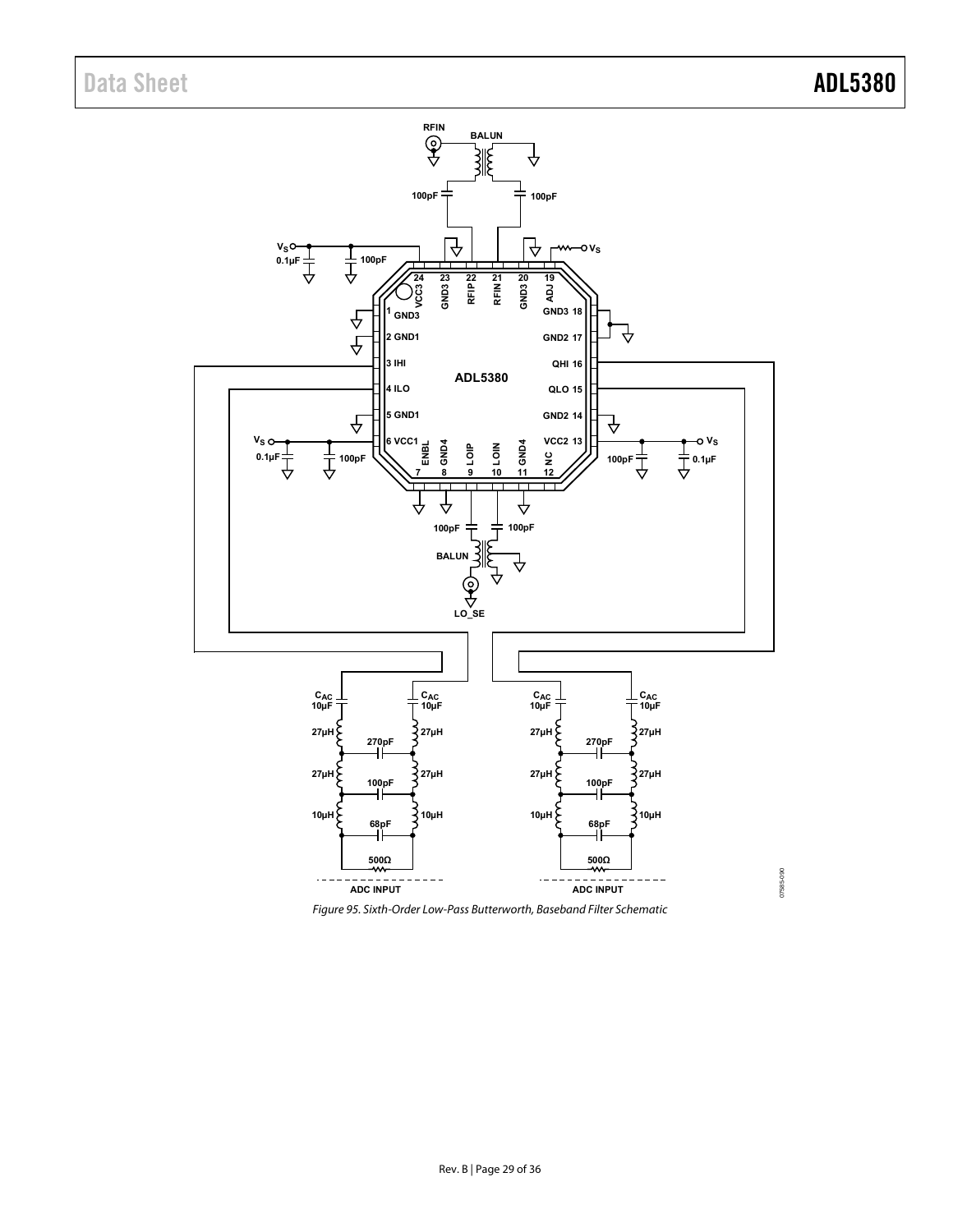Figure 95. Sixth-Order Low-Pass Butterworth, Baseband Filter Schematic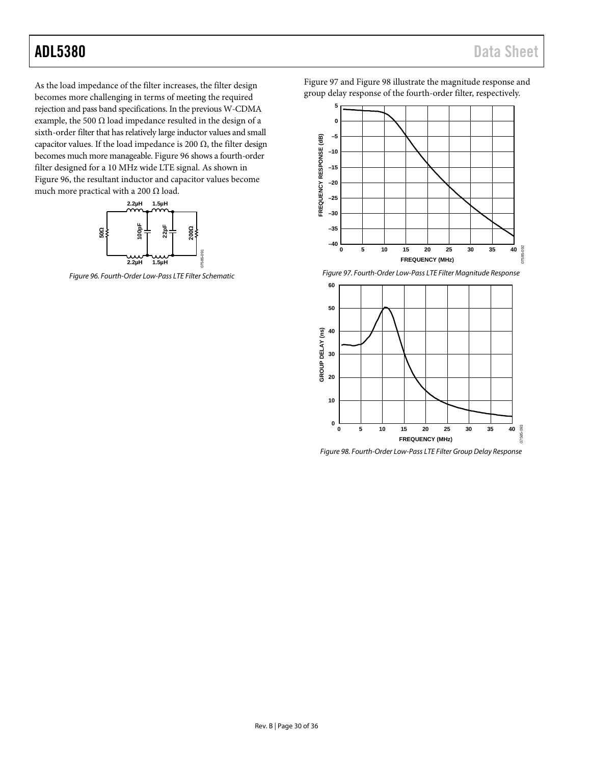As the load impedance of the filter increases, the filter design becomes more challenging in terms of meeting the required rejection and pass band specifications. In the previous W-CDMA example, the 500 Ω load impedance resulted in the design of a sixth-order filter that has relatively large inductor values and small capacitor values. If the load impedance is 200 Ω, the filter design becomes much more manageable. Figure 96 shows a fourth-order filter designed for a 10 MHz wide LTE signal. As shown in Figure 96, the resultant inductor and capacitor values become much more practical with a 200 Ω load.

*Figure 96. Fourth-Order Low-Pass LTE Filter Schematic*

Figure 97 and Figure 98 illustrate the magnitude response and group delay response of the fourth-order filter, respectively.

*Figure 97. Fourth-Order Low-Pass LTE Filter Magnitude Response*

*Figure 98. Fourth-Order Low-Pass LTE Filter Group Delay Response*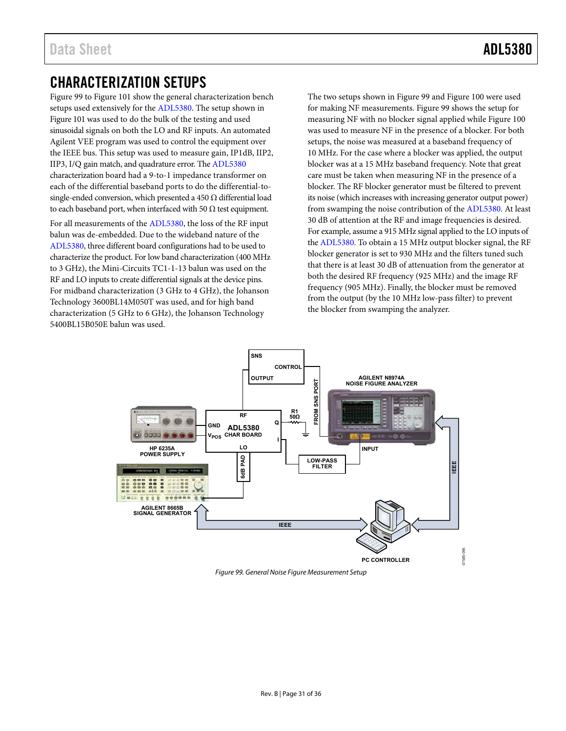# CHARACTERIZATION SETUPS

Figure 99 to Figure 101 show the general characterization bench setups used extensively for the ADL5380. The setup shown in Figure 101 was used to do the bulk of the testing and used sinusoidal signals on both the LO and RF inputs. An automated Agilent VEE program was used to control the equipment over the IEEE bus. This setup was used to measure gain, IP1dB, IIP2, IIP3, I/Q gain match, and quadrature error. The ADL5380 characterization board had a 9-to-1 impedance transformer on each of the differential baseband ports to do the differential-to-single-ended conversion, which presented a 450 Ω differential load to each baseband port, when interfaced with 50 Ω test equipment.

For all measurements of the ADL5380, the loss of the RF input balun was de-embedded. Due to the wideband nature of the ADL5380, three different board configurations had to be used to characterize the product. For low band characterization (400 MHz to 3 GHz), the Mini-Circuits TC1-1-13 balun was used on the RF and LO inputs to create differential signals at the device pins. For midband characterization (3 GHz to 4 GHz), the Johanson Technology 3600BL14M050T was used, and for high band characterization (5 GHz to 6 GHz), the Johanson Technology 5400BL15B050E balun was used.

The two setups shown in Figure 99 and Figure 100 were used for making NF measurements. Figure 99 shows the setup for measuring NF with no blocker signal applied while Figure 100 was used to measure NF in the presence of a blocker. For both setups, the noise was measured at a baseband frequency of 10 MHz. For the case where a blocker was applied, the output blocker was at a 15 MHz baseband frequency. Note that great care must be taken when measuring NF in the presence of a blocker. The RF blocker generator must be filtered to prevent its noise (which increases with increasing generator output power) from swamping the noise contribution of the ADL5380. At least 30 dB of attention at the RF and image frequencies is desired. For example, assume a 915 MHz signal applied to the LO inputs of the ADL5380. To obtain a 15 MHz output blocker signal, the RF blocker generator is set to 930 MHz and the filters tuned such that there is at least 30 dB of attenuation from the generator at both the desired RF frequency (925 MHz) and the image RF frequency (905 MHz). Finally, the blocker must be removed from the output (by the 10 MHz low-pass filter) to prevent the blocker from swamping the analyzer.

*Figure 99. General Noise Figure Measurement Setup*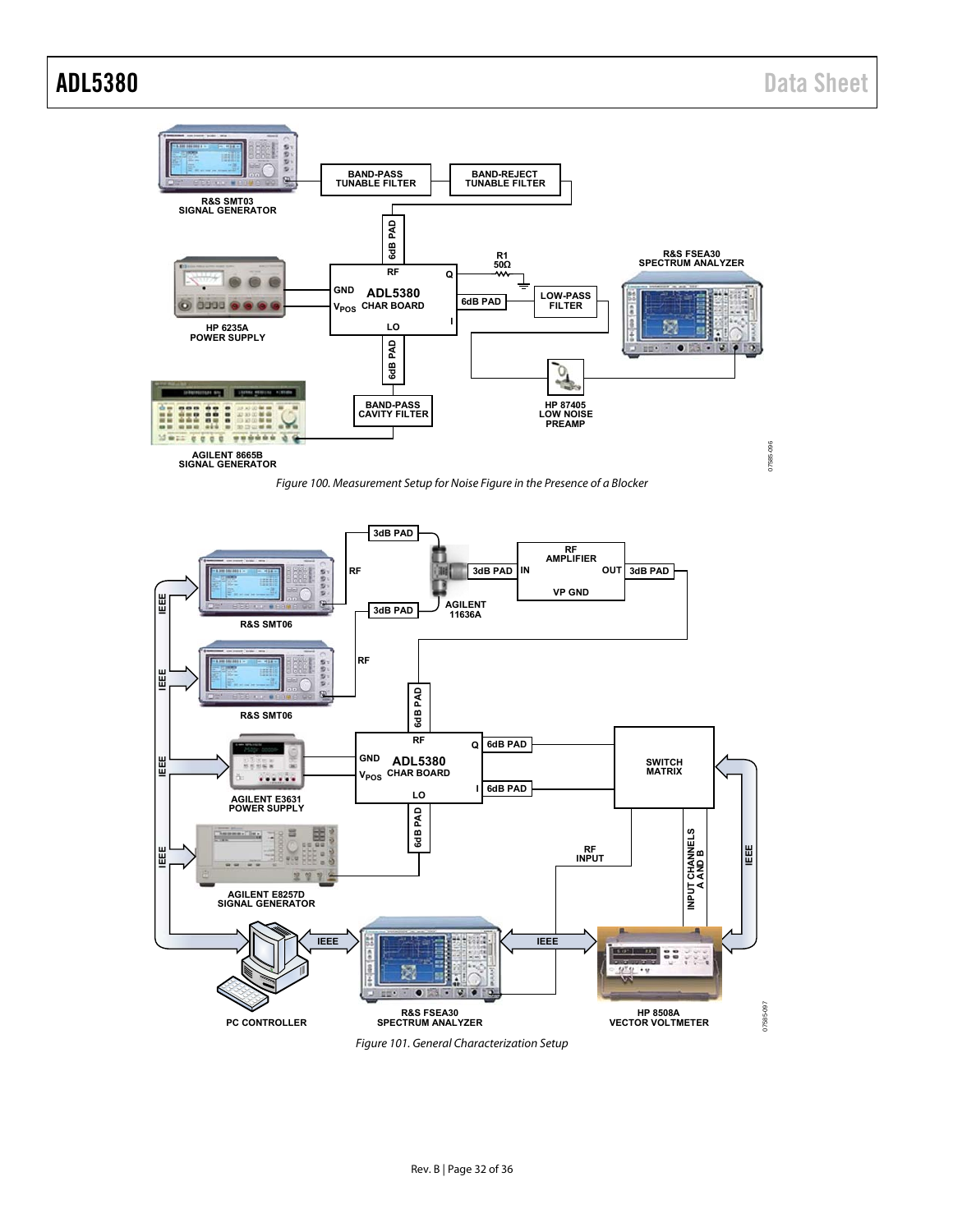Figure 100. Measurement Setup for Noise Figure in the Presence of a Blocker

Figure 101. General Characterization Setup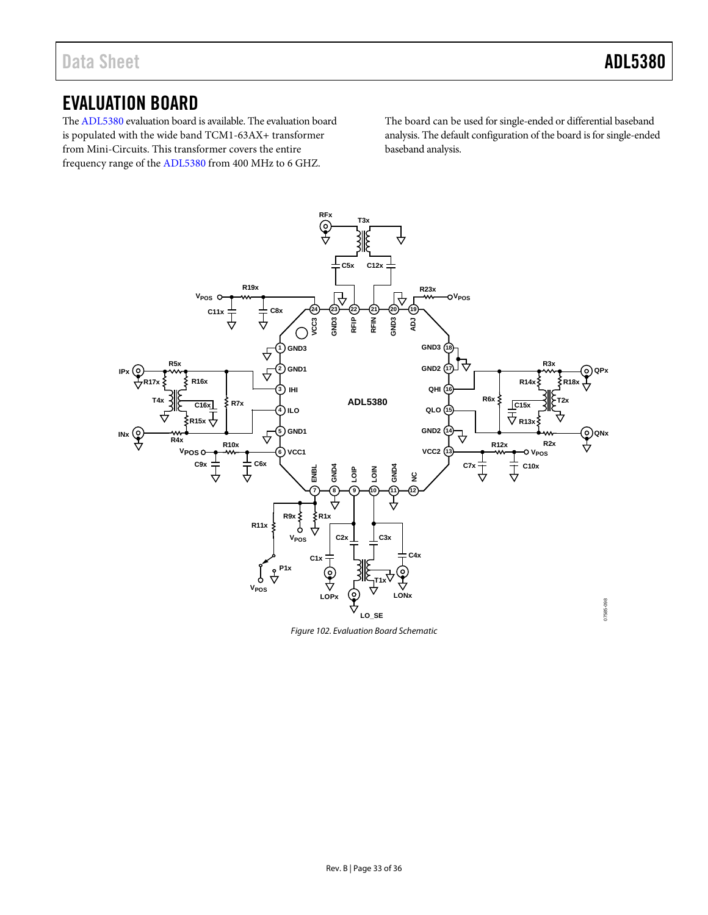## EVALUATION BOARD

The ADL5380 evaluation board is available. The evaluation board is populated with the wide band TCM1-63AX+ transformer from Mini-Circuits. This transformer covers the entire frequency range of the ADL5380 from 400 MHz to 6 GHZ.

The board can be used for single-ended or differential baseband analysis. The default configuration of the board is for single-ended baseband analysis.

*Figure 102. Evaluation Board Schematic*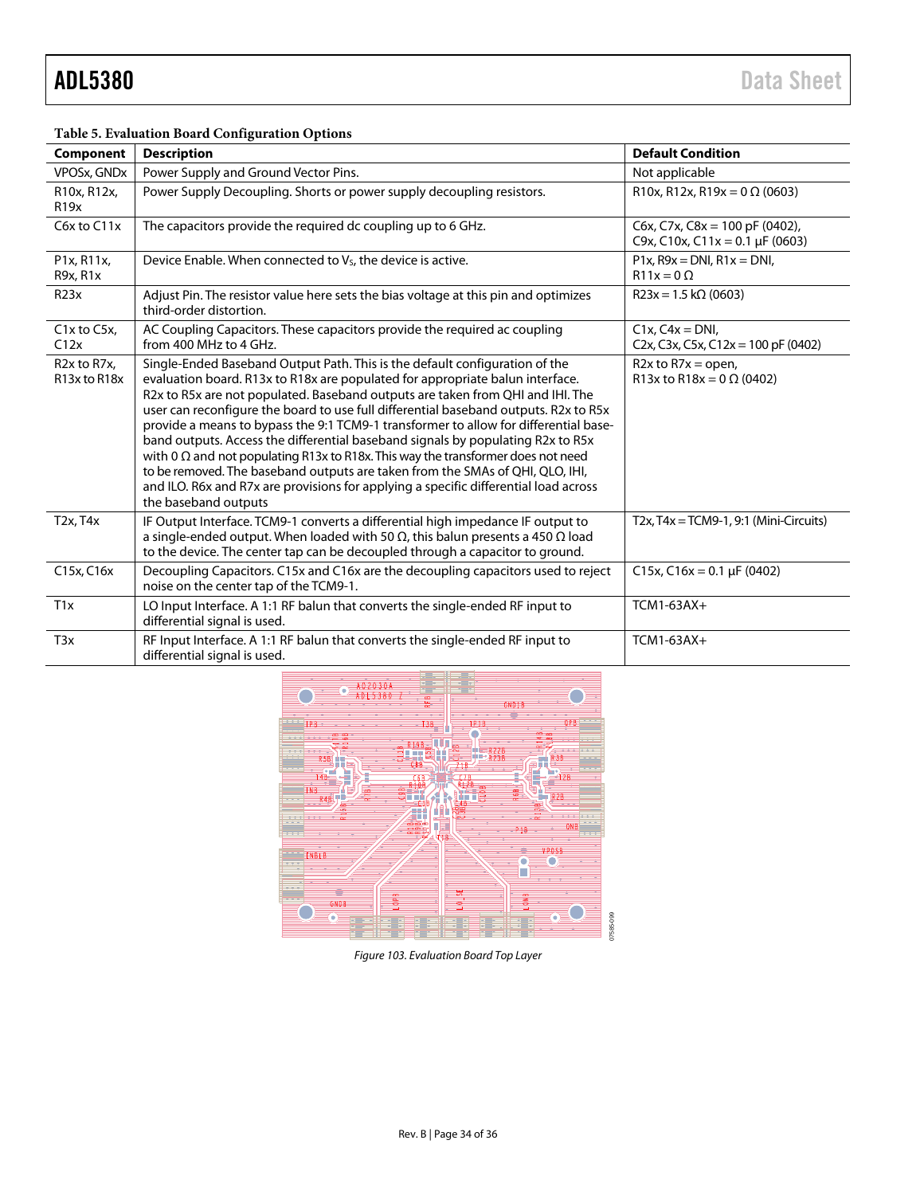**Table 5. Evaluation Board Configuration Options**

| Component | Description | Default Condition |
|---|---|---|
| VPOSx, GNDx | Power Supply and Ground Vector Pins. | Not applicable |
| R10x, R12x, R19x | Power Supply Decoupling. Shorts or power supply decoupling resistors. | R10x, R12x, R19x = 0 Ω (0603) |
| C6x to C11x | The capacitors provide the required dc coupling up to 6 GHz. | C6x, C7x, C8x = 100 pF (0402), C9x, C10x, C11x = 0.1 µF (0603) |
| P1x, R11x, R9x, R1x | Device Enable. When connected to $V_S$, the device is active. | P1x, R9x = DNI, R1x = DNI, R11x = 0 Ω |
| R23x | Adjust Pin. The resistor value here sets the bias voltage at this pin and optimizes third-order distortion. | R23x = 1.5 kΩ (0603) |
| C1x to C5x, C12x | AC Coupling Capacitors. These capacitors provide the required ac coupling from 400 MHz to 4 GHz. | C1x, C4x = DNI, C2x, C3x, C5x, C12x = 100 pF (0402) |
| R2x to R7x, R13x to R18x | Single-Ended Baseband Output Path. This is the default configuration of the evaluation board. R13x to R18x are populated for appropriate balun interface. R2x to R5x are not populated. Baseband outputs are taken from QHI and IHI. The user can reconfigure the board to use full differential baseband outputs. R2x to R5x provide a means to bypass the 9:1 TCM9-1 transformer to allow for differential baseband outputs. Access the differential baseband signals by populating R2x to R5x with 0 Ω and not populating R13x to R18x. This way the transformer does not need to be removed. The baseband outputs are taken from the SMAs of QHI, QLO, IHI, and ILO. R6x and R7x are provisions for applying a specific differential load across the baseband outputs | R2x to R7x = open, R13x to R18x = 0 Ω (0402) |
| T2x, T4x | IF Output Interface. TCM9-1 converts a differential high impedance IF output to a single-ended output. When loaded with 50 Ω, this balun presents a 450 Ω load to the device. The center tap can be decoupled through a capacitor to ground. | T2x, T4x = TCM9-1, 9:1 (Mini-Circuits) |
| C15x, C16x | Decoupling Capacitors. C15x and C16x are the decoupling capacitors used to reject noise on the center tap of the TCM9-1. | C15x, C16x = 0.1 µF (0402) |
| T1x | LO Input Interface. A 1:1 RF balun that converts the single-ended RF input to differential signal is used. | TCM1-63AX+ |
| T3x | RF Input Interface. A 1:1 RF balun that converts the single-ended RF input to differential signal is used. | TCM1-63AX+ |

*Figure 103. Evaluation Board Top Layer*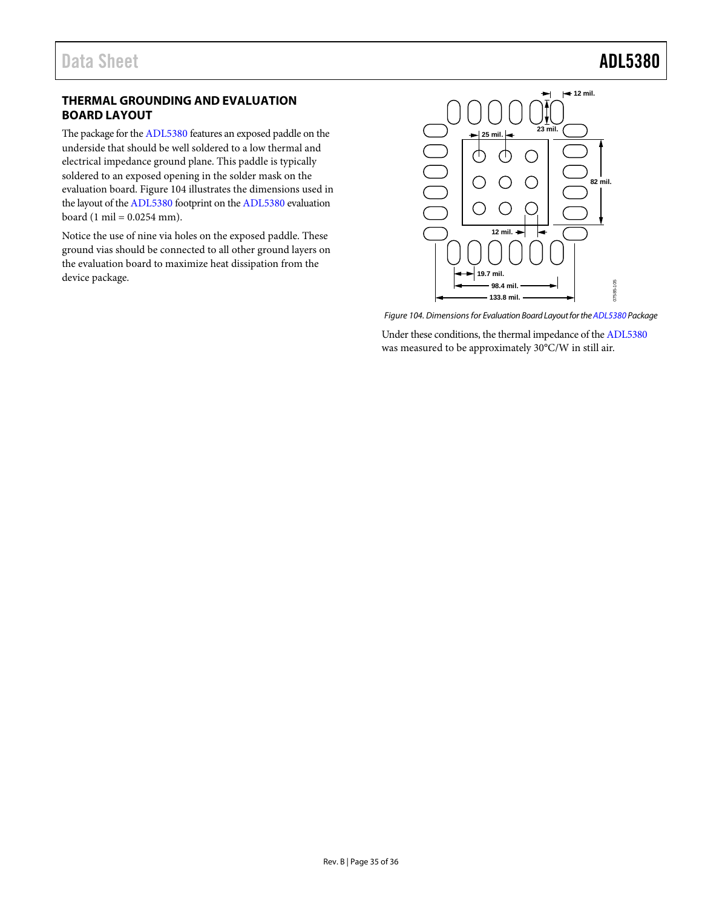## THERMAL GROUNDING AND EVALUATION BOARD LAYOUT

The package for the ADL5380 features an exposed paddle on the underside that should be well soldered to a low thermal and electrical impedance ground plane. This paddle is typically soldered to an exposed opening in the solder mask on the evaluation board. Figure 104 illustrates the dimensions used in the layout of the ADL5380 footprint on the ADL5380 evaluation board (1 mil = 0.0254 mm).

Notice the use of nine via holes on the exposed paddle. These ground vias should be connected to all other ground layers on the evaluation board to maximize heat dissipation from the device package.

*Figure 104. Dimensions for Evaluation Board Layout for the ADL5380 Package*

Under these conditions, the thermal impedance of the ADL5380 was measured to be approximately 30°C/W in still air.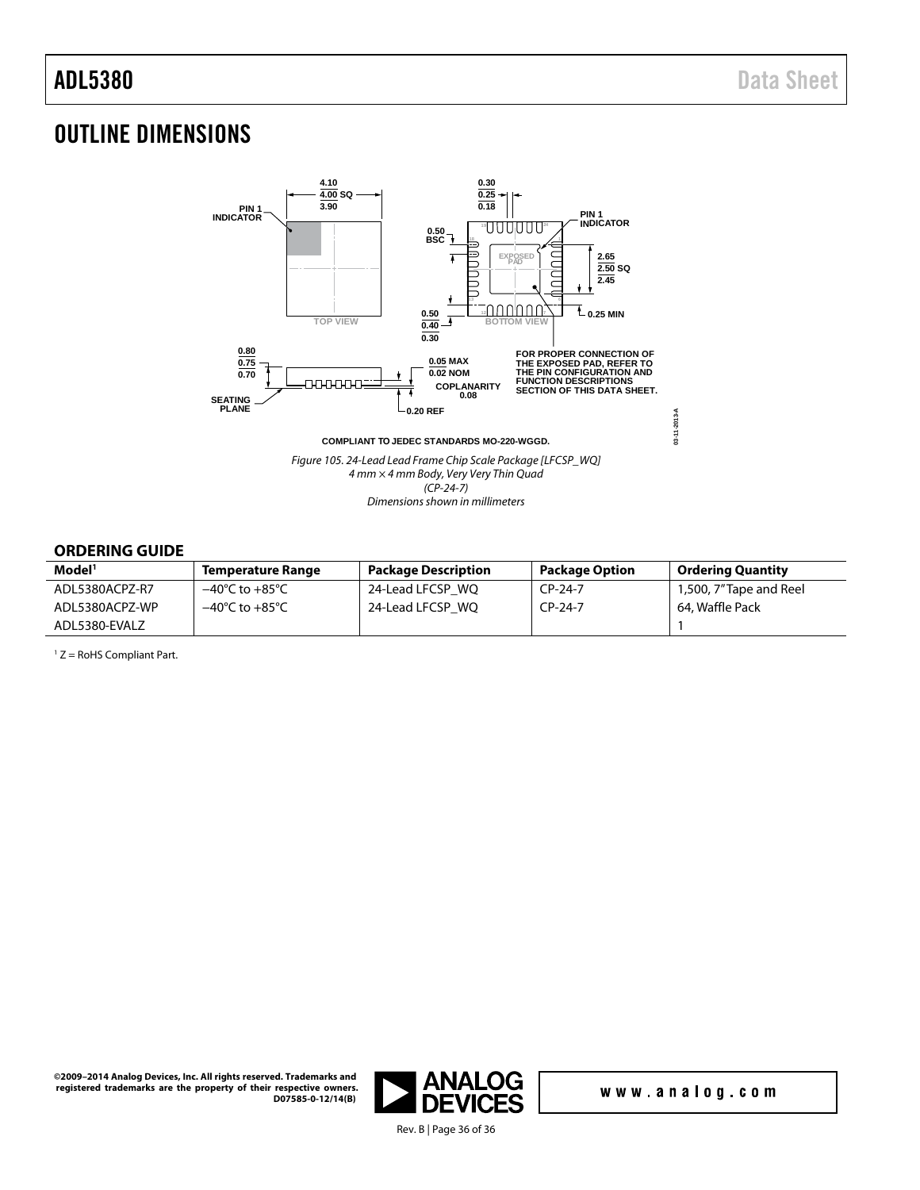# OUTLINE DIMENSIONS

4.10
4.00 SQ
3.90
PIN 1 INDICATOR
TOP VIEW
0.30
0.25
0.18
0.50 BSC
PIN 1 INDICATOR
EXPOSED PAD
2.65
2.50 SQ
2.45
0.50
0.40
0.30
BOTTOM VIEW
0.25 MIN
0.80
0.75
0.70
0.05 MAX
0.02 NOM
COPLANARITY 0.08
SEATING PLANE
0.20 REF
FOR PROPER CONNECTION OF THE EXPOSED PAD, REFER TO THE PIN CONFIGURATION AND FUNCTION DESCRIPTIONS SECTION OF THIS DATA SHEET.
COMPLIANT TO JEDEC STANDARDS MO-220-WGGD.
03-11-2013-A

*Figure 105. 24-Lead Lead Frame Chip Scale Package [LFCSP_WQ]*
*4 mm × 4 mm Body, Very Very Thin Quad*
*(CP-24-7)*
*Dimensions shown in millimeters*

## ORDERING GUIDE

| Model[1] | Temperature Range | Package Description | Package Option | Ordering Quantity |
|---|---|---|---|---|
| ADL5380ACPZ-R7 | −40°C to +85°C | 24-Lead LFCSP_WQ | CP-24-7 | 1,500, 7" Tape and Reel |
| ADL5380ACPZ-WP | −40°C to +85°C | 24-Lead LFCSP_WQ | CP-24-7 | 64, Waffle Pack |
| ADL5380-EVALZ | | | | 1 |

[1] Z = RoHS Compliant Part.

**©2009–2014 Analog Devices, Inc. All rights reserved. Trademarks and registered trademarks are the property of their respective owners. D07585-0-12/14(B)**